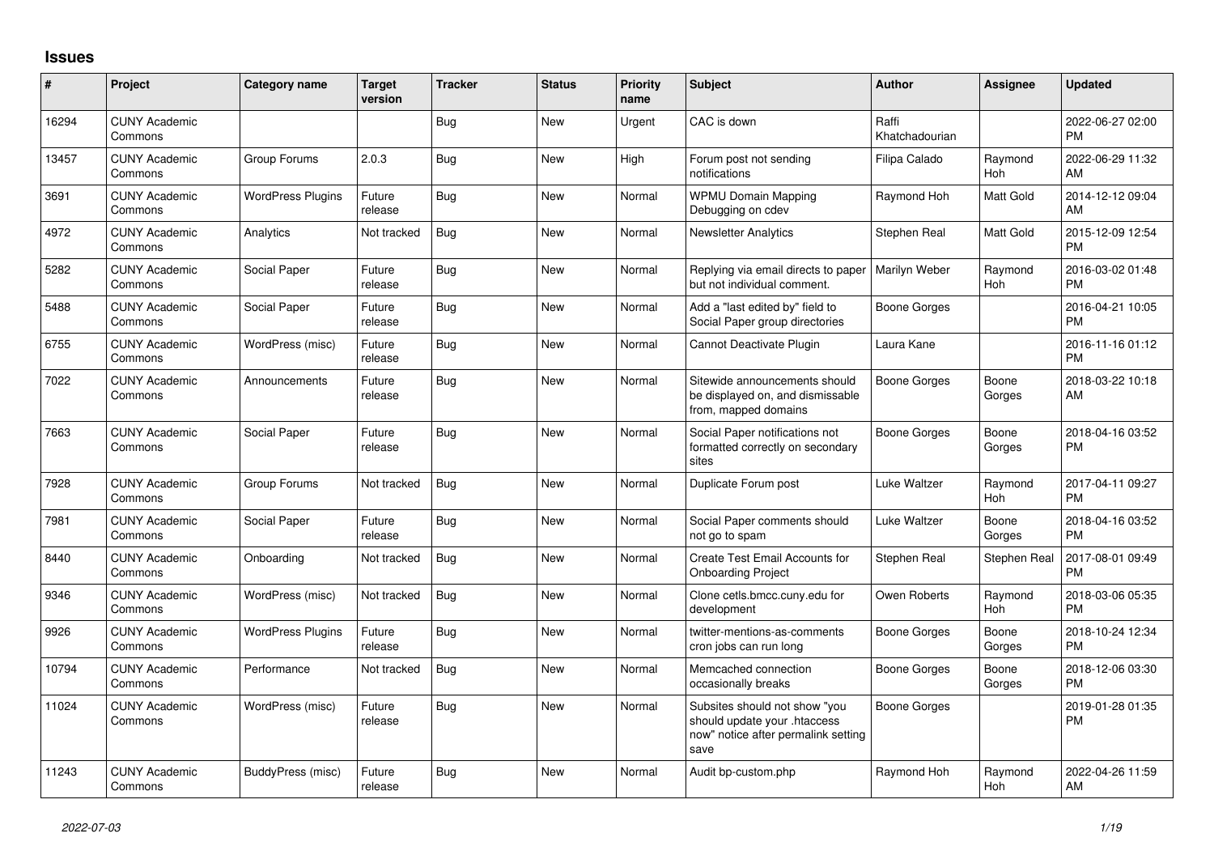## Issues

| # | Project | Category name | Target version | Tracker | Status | Priority name | Subject | Author | Assignee | Updated |
|---|---|---|---|---|---|---|---|---|---|---|
| 16294 | CUNY Academic Commons | | | Bug | New | Urgent | CAC is down | Raffi Khatchadourian | | 2022-06-27 02:00 PM |
| 13457 | CUNY Academic Commons | Group Forums | 2.0.3 | Bug | New | High | Forum post not sending notifications | Filipa Calado | Raymond Hoh | 2022-06-29 11:32 AM |
| 3691 | CUNY Academic Commons | WordPress Plugins | Future release | Bug | New | Normal | WPMU Domain Mapping Debugging on cdev | Raymond Hoh | Matt Gold | 2014-12-12 09:04 AM |
| 4972 | CUNY Academic Commons | Analytics | Not tracked | Bug | New | Normal | Newsletter Analytics | Stephen Real | Matt Gold | 2015-12-09 12:54 PM |
| 5282 | CUNY Academic Commons | Social Paper | Future release | Bug | New | Normal | Replying via email directs to paper but not individual comment. | Marilyn Weber | Raymond Hoh | 2016-03-02 01:48 PM |
| 5488 | CUNY Academic Commons | Social Paper | Future release | Bug | New | Normal | Add a "last edited by" field to Social Paper group directories | Boone Gorges | | 2016-04-21 10:05 PM |
| 6755 | CUNY Academic Commons | WordPress (misc) | Future release | Bug | New | Normal | Cannot Deactivate Plugin | Laura Kane | | 2016-11-16 01:12 PM |
| 7022 | CUNY Academic Commons | Announcements | Future release | Bug | New | Normal | Sitewide announcements should be displayed on, and dismissable from, mapped domains | Boone Gorges | Boone Gorges | 2018-03-22 10:18 AM |
| 7663 | CUNY Academic Commons | Social Paper | Future release | Bug | New | Normal | Social Paper notifications not formatted correctly on secondary sites | Boone Gorges | Boone Gorges | 2018-04-16 03:52 PM |
| 7928 | CUNY Academic Commons | Group Forums | Not tracked | Bug | New | Normal | Duplicate Forum post | Luke Waltzer | Raymond Hoh | 2017-04-11 09:27 PM |
| 7981 | CUNY Academic Commons | Social Paper | Future release | Bug | New | Normal | Social Paper comments should not go to spam | Luke Waltzer | Boone Gorges | 2018-04-16 03:52 PM |
| 8440 | CUNY Academic Commons | Onboarding | Not tracked | Bug | New | Normal | Create Test Email Accounts for Onboarding Project | Stephen Real | Stephen Real | 2017-08-01 09:49 PM |
| 9346 | CUNY Academic Commons | WordPress (misc) | Not tracked | Bug | New | Normal | Clone cetls.bmcc.cuny.edu for development | Owen Roberts | Raymond Hoh | 2018-03-06 05:35 PM |
| 9926 | CUNY Academic Commons | WordPress Plugins | Future release | Bug | New | Normal | twitter-mentions-as-comments cron jobs can run long | Boone Gorges | Boone Gorges | 2018-10-24 12:34 PM |
| 10794 | CUNY Academic Commons | Performance | Not tracked | Bug | New | Normal | Memcached connection occasionally breaks | Boone Gorges | Boone Gorges | 2018-12-06 03:30 PM |
| 11024 | CUNY Academic Commons | WordPress (misc) | Future release | Bug | New | Normal | Subsites should not show "you should update your .htaccess now" notice after permalink setting save | Boone Gorges | | 2019-01-28 01:35 PM |
| 11243 | CUNY Academic Commons | BuddyPress (misc) | Future release | Bug | New | Normal | Audit bp-custom.php | Raymond Hoh | Raymond Hoh | 2022-04-26 11:59 AM |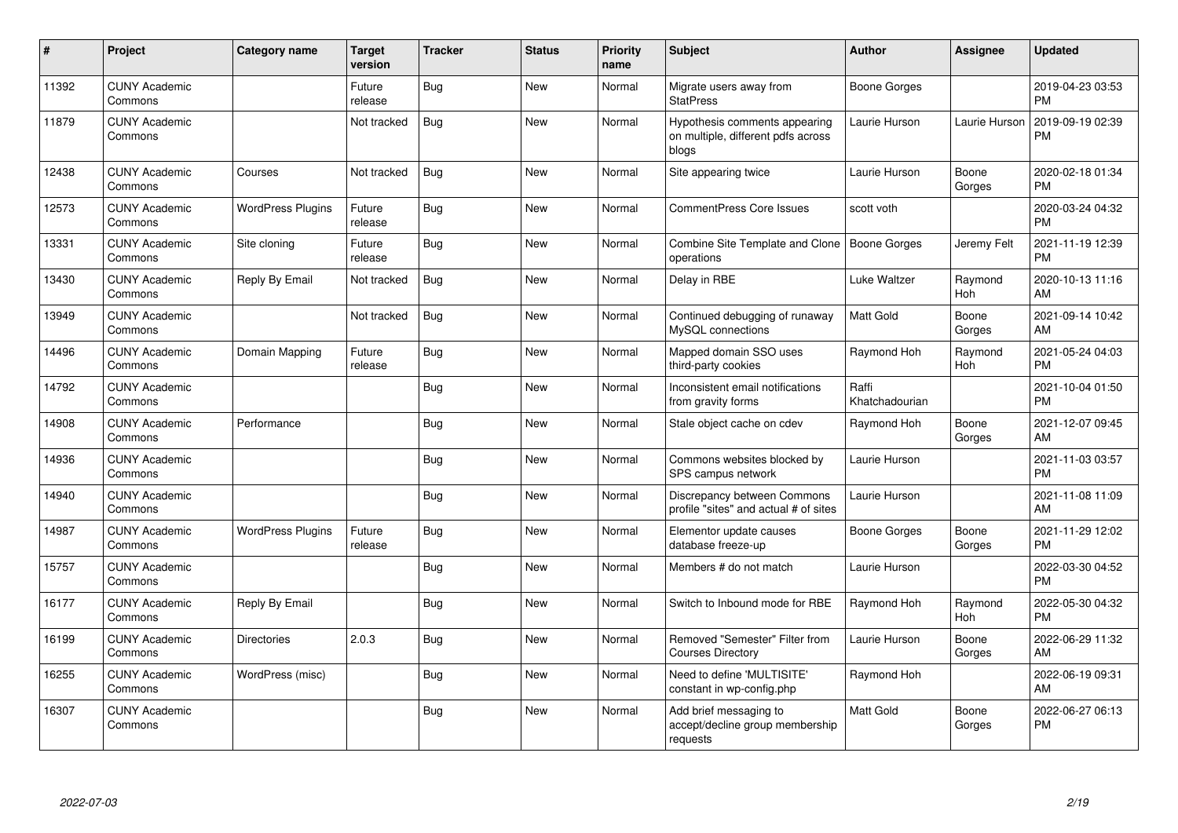| # | Project | Category name | Target version | Tracker | Status | Priority name | Subject | Author | Assignee | Updated |
|---|---|---|---|---|---|---|---|---|---|---|
| 11392 | CUNY Academic Commons | | Future release | Bug | New | Normal | Migrate users away from StatPress | Boone Gorges | | 2019-04-23 03:53 PM |
| 11879 | CUNY Academic Commons | | Not tracked | Bug | New | Normal | Hypothesis comments appearing on multiple, different pdfs across blogs | Laurie Hurson | Laurie Hurson | 2019-09-19 02:39 PM |
| 12438 | CUNY Academic Commons | Courses | Not tracked | Bug | New | Normal | Site appearing twice | Laurie Hurson | Boone Gorges | 2020-02-18 01:34 PM |
| 12573 | CUNY Academic Commons | WordPress Plugins | Future release | Bug | New | Normal | CommentPress Core Issues | scott voth | | 2020-03-24 04:32 PM |
| 13331 | CUNY Academic Commons | Site cloning | Future release | Bug | New | Normal | Combine Site Template and Clone operations | Boone Gorges | Jeremy Felt | 2021-11-19 12:39 PM |
| 13430 | CUNY Academic Commons | Reply By Email | Not tracked | Bug | New | Normal | Delay in RBE | Luke Waltzer | Raymond Hoh | 2020-10-13 11:16 AM |
| 13949 | CUNY Academic Commons | | Not tracked | Bug | New | Normal | Continued debugging of runaway MySQL connections | Matt Gold | Boone Gorges | 2021-09-14 10:42 AM |
| 14496 | CUNY Academic Commons | Domain Mapping | Future release | Bug | New | Normal | Mapped domain SSO uses third-party cookies | Raymond Hoh | Raymond Hoh | 2021-05-24 04:03 PM |
| 14792 | CUNY Academic Commons | | | Bug | New | Normal | Inconsistent email notifications from gravity forms | Raffi Khatchadourian | | 2021-10-04 01:50 PM |
| 14908 | CUNY Academic Commons | Performance | | Bug | New | Normal | Stale object cache on cdev | Raymond Hoh | Boone Gorges | 2021-12-07 09:45 AM |
| 14936 | CUNY Academic Commons | | | Bug | New | Normal | Commons websites blocked by SPS campus network | Laurie Hurson | | 2021-11-03 03:57 PM |
| 14940 | CUNY Academic Commons | | | Bug | New | Normal | Discrepancy between Commons profile "sites" and actual # of sites | Laurie Hurson | | 2021-11-08 11:09 AM |
| 14987 | CUNY Academic Commons | WordPress Plugins | Future release | Bug | New | Normal | Elementor update causes database freeze-up | Boone Gorges | Boone Gorges | 2021-11-29 12:02 PM |
| 15757 | CUNY Academic Commons | | | Bug | New | Normal | Members # do not match | Laurie Hurson | | 2022-03-30 04:52 PM |
| 16177 | CUNY Academic Commons | Reply By Email | | Bug | New | Normal | Switch to Inbound mode for RBE | Raymond Hoh | Raymond Hoh | 2022-05-30 04:32 PM |
| 16199 | CUNY Academic Commons | Directories | 2.0.3 | Bug | New | Normal | Removed "Semester" Filter from Courses Directory | Laurie Hurson | Boone Gorges | 2022-06-29 11:32 AM |
| 16255 | CUNY Academic Commons | WordPress (misc) | | Bug | New | Normal | Need to define 'MULTISITE' constant in wp-config.php | Raymond Hoh | | 2022-06-19 09:31 AM |
| 16307 | CUNY Academic Commons | | | Bug | New | Normal | Add brief messaging to accept/decline group membership requests | Matt Gold | Boone Gorges | 2022-06-27 06:13 PM |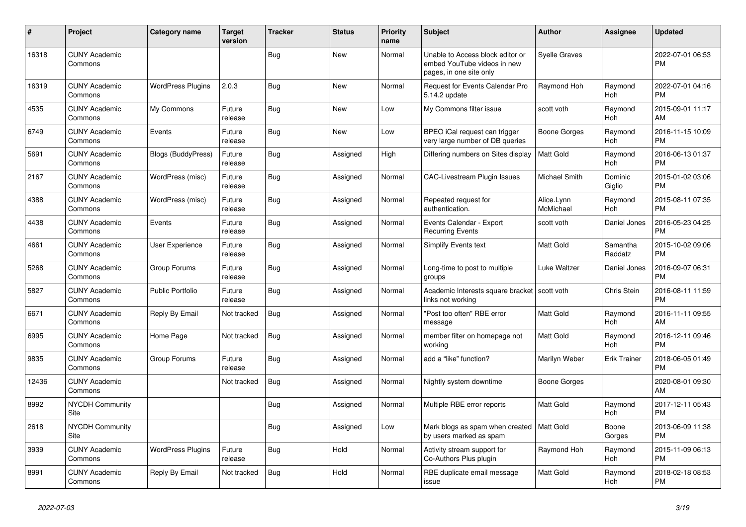| # | Project | Category name | Target version | Tracker | Status | Priority name | Subject | Author | Assignee | Updated |
|---|---|---|---|---|---|---|---|---|---|---|
| 16318 | CUNY Academic Commons | | | Bug | New | Normal | Unable to Access block editor or embed YouTube videos in new pages, in one site only | Syelle Graves | | 2022-07-01 06:53 PM |
| 16319 | CUNY Academic Commons | WordPress Plugins | 2.0.3 | Bug | New | Normal | Request for Events Calendar Pro 5.14.2 update | Raymond Hoh | Raymond Hoh | 2022-07-01 04:16 PM |
| 4535 | CUNY Academic Commons | My Commons | Future release | Bug | New | Low | My Commons filter issue | scott voth | Raymond Hoh | 2015-09-01 11:17 AM |
| 6749 | CUNY Academic Commons | Events | Future release | Bug | New | Low | BPEO iCal request can trigger very large number of DB queries | Boone Gorges | Raymond Hoh | 2016-11-15 10:09 PM |
| 5691 | CUNY Academic Commons | Blogs (BuddyPress) | Future release | Bug | Assigned | High | Differing numbers on Sites display | Matt Gold | Raymond Hoh | 2016-06-13 01:37 PM |
| 2167 | CUNY Academic Commons | WordPress (misc) | Future release | Bug | Assigned | Normal | CAC-Livestream Plugin Issues | Michael Smith | Dominic Giglio | 2015-01-02 03:06 PM |
| 4388 | CUNY Academic Commons | WordPress (misc) | Future release | Bug | Assigned | Normal | Repeated request for authentication. | Alice.Lynn McMichael | Raymond Hoh | 2015-08-11 07:35 PM |
| 4438 | CUNY Academic Commons | Events | Future release | Bug | Assigned | Normal | Events Calendar - Export Recurring Events | scott voth | Daniel Jones | 2016-05-23 04:25 PM |
| 4661 | CUNY Academic Commons | User Experience | Future release | Bug | Assigned | Normal | Simplify Events text | Matt Gold | Samantha Raddatz | 2015-10-02 09:06 PM |
| 5268 | CUNY Academic Commons | Group Forums | Future release | Bug | Assigned | Normal | Long-time to post to multiple groups | Luke Waltzer | Daniel Jones | 2016-09-07 06:31 PM |
| 5827 | CUNY Academic Commons | Public Portfolio | Future release | Bug | Assigned | Normal | Academic Interests square bracket links not working | scott voth | Chris Stein | 2016-08-11 11:59 PM |
| 6671 | CUNY Academic Commons | Reply By Email | Not tracked | Bug | Assigned | Normal | "Post too often" RBE error message | Matt Gold | Raymond Hoh | 2016-11-11 09:55 AM |
| 6995 | CUNY Academic Commons | Home Page | Not tracked | Bug | Assigned | Normal | member filter on homepage not working | Matt Gold | Raymond Hoh | 2016-12-11 09:46 PM |
| 9835 | CUNY Academic Commons | Group Forums | Future release | Bug | Assigned | Normal | add a "like" function? | Marilyn Weber | Erik Trainer | 2018-06-05 01:49 PM |
| 12436 | CUNY Academic Commons | | Not tracked | Bug | Assigned | Normal | Nightly system downtime | Boone Gorges | | 2020-08-01 09:30 AM |
| 8992 | NYCDH Community Site | | | Bug | Assigned | Normal | Multiple RBE error reports | Matt Gold | Raymond Hoh | 2017-12-11 05:43 PM |
| 2618 | NYCDH Community Site | | | Bug | Assigned | Low | Mark blogs as spam when created by users marked as spam | Matt Gold | Boone Gorges | 2013-06-09 11:38 PM |
| 3939 | CUNY Academic Commons | WordPress Plugins | Future release | Bug | Hold | Normal | Activity stream support for Co-Authors Plus plugin | Raymond Hoh | Raymond Hoh | 2015-11-09 06:13 PM |
| 8991 | CUNY Academic Commons | Reply By Email | Not tracked | Bug | Hold | Normal | RBE duplicate email message issue | Matt Gold | Raymond Hoh | 2018-02-18 08:53 PM |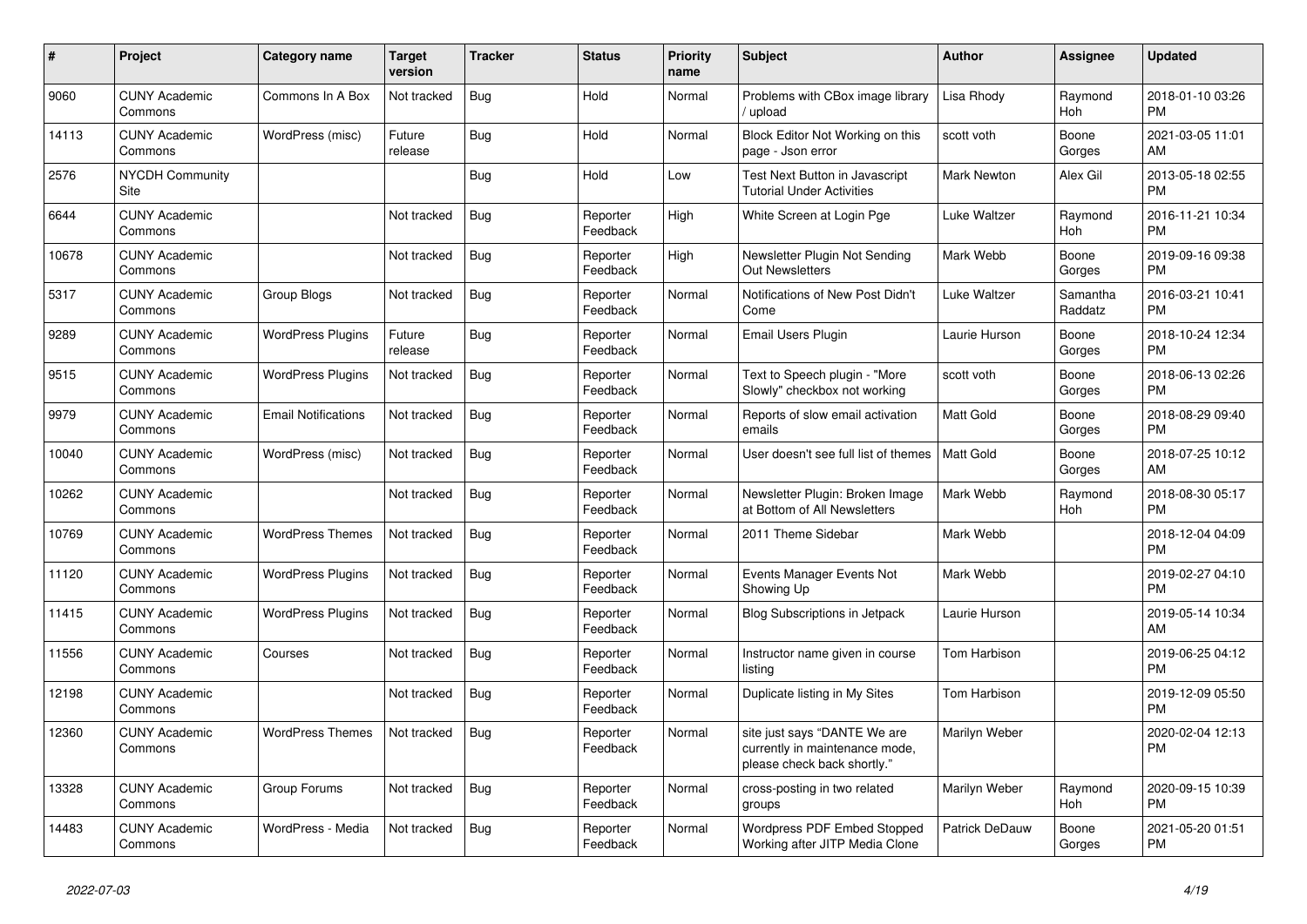| # | Project | Category name | Target version | Tracker | Status | Priority name | Subject | Author | Assignee | Updated |
|---|---|---|---|---|---|---|---|---|---|---|
| 9060 | CUNY Academic Commons | Commons In A Box | Not tracked | Bug | Hold | Normal | Problems with CBox image library / upload | Lisa Rhody | Raymond Hoh | 2018-01-10 03:26 PM |
| 14113 | CUNY Academic Commons | WordPress (misc) | Future release | Bug | Hold | Normal | Block Editor Not Working on this page - Json error | scott voth | Boone Gorges | 2021-03-05 11:01 AM |
| 2576 | NYCDH Community Site | | | Bug | Hold | Low | Test Next Button in Javascript Tutorial Under Activities | Mark Newton | Alex Gil | 2013-05-18 02:55 PM |
| 6644 | CUNY Academic Commons | | Not tracked | Bug | Reporter Feedback | High | White Screen at Login Pge | Luke Waltzer | Raymond Hoh | 2016-11-21 10:34 PM |
| 10678 | CUNY Academic Commons | | Not tracked | Bug | Reporter Feedback | High | Newsletter Plugin Not Sending Out Newsletters | Mark Webb | Boone Gorges | 2019-09-16 09:38 PM |
| 5317 | CUNY Academic Commons | Group Blogs | Not tracked | Bug | Reporter Feedback | Normal | Notifications of New Post Didn't Come | Luke Waltzer | Samantha Raddatz | 2016-03-21 10:41 PM |
| 9289 | CUNY Academic Commons | WordPress Plugins | Future release | Bug | Reporter Feedback | Normal | Email Users Plugin | Laurie Hurson | Boone Gorges | 2018-10-24 12:34 PM |
| 9515 | CUNY Academic Commons | WordPress Plugins | Not tracked | Bug | Reporter Feedback | Normal | Text to Speech plugin - "More Slowly" checkbox not working | scott voth | Boone Gorges | 2018-06-13 02:26 PM |
| 9979 | CUNY Academic Commons | Email Notifications | Not tracked | Bug | Reporter Feedback | Normal | Reports of slow email activation emails | Matt Gold | Boone Gorges | 2018-08-29 09:40 PM |
| 10040 | CUNY Academic Commons | WordPress (misc) | Not tracked | Bug | Reporter Feedback | Normal | User doesn't see full list of themes | Matt Gold | Boone Gorges | 2018-07-25 10:12 AM |
| 10262 | CUNY Academic Commons | | Not tracked | Bug | Reporter Feedback | Normal | Newsletter Plugin: Broken Image at Bottom of All Newsletters | Mark Webb | Raymond Hoh | 2018-08-30 05:17 PM |
| 10769 | CUNY Academic Commons | WordPress Themes | Not tracked | Bug | Reporter Feedback | Normal | 2011 Theme Sidebar | Mark Webb | | 2018-12-04 04:09 PM |
| 11120 | CUNY Academic Commons | WordPress Plugins | Not tracked | Bug | Reporter Feedback | Normal | Events Manager Events Not Showing Up | Mark Webb | | 2019-02-27 04:10 PM |
| 11415 | CUNY Academic Commons | WordPress Plugins | Not tracked | Bug | Reporter Feedback | Normal | Blog Subscriptions in Jetpack | Laurie Hurson | | 2019-05-14 10:34 AM |
| 11556 | CUNY Academic Commons | Courses | Not tracked | Bug | Reporter Feedback | Normal | Instructor name given in course listing | Tom Harbison | | 2019-06-25 04:12 PM |
| 12198 | CUNY Academic Commons | | Not tracked | Bug | Reporter Feedback | Normal | Duplicate listing in My Sites | Tom Harbison | | 2019-12-09 05:50 PM |
| 12360 | CUNY Academic Commons | WordPress Themes | Not tracked | Bug | Reporter Feedback | Normal | site just says "DANTE We are currently in maintenance mode, please check back shortly." | Marilyn Weber | | 2020-02-04 12:13 PM |
| 13328 | CUNY Academic Commons | Group Forums | Not tracked | Bug | Reporter Feedback | Normal | cross-posting in two related groups | Marilyn Weber | Raymond Hoh | 2020-09-15 10:39 PM |
| 14483 | CUNY Academic Commons | WordPress - Media | Not tracked | Bug | Reporter Feedback | Normal | Wordpress PDF Embed Stopped Working after JITP Media Clone | Patrick DeDauw | Boone Gorges | 2021-05-20 01:51 PM |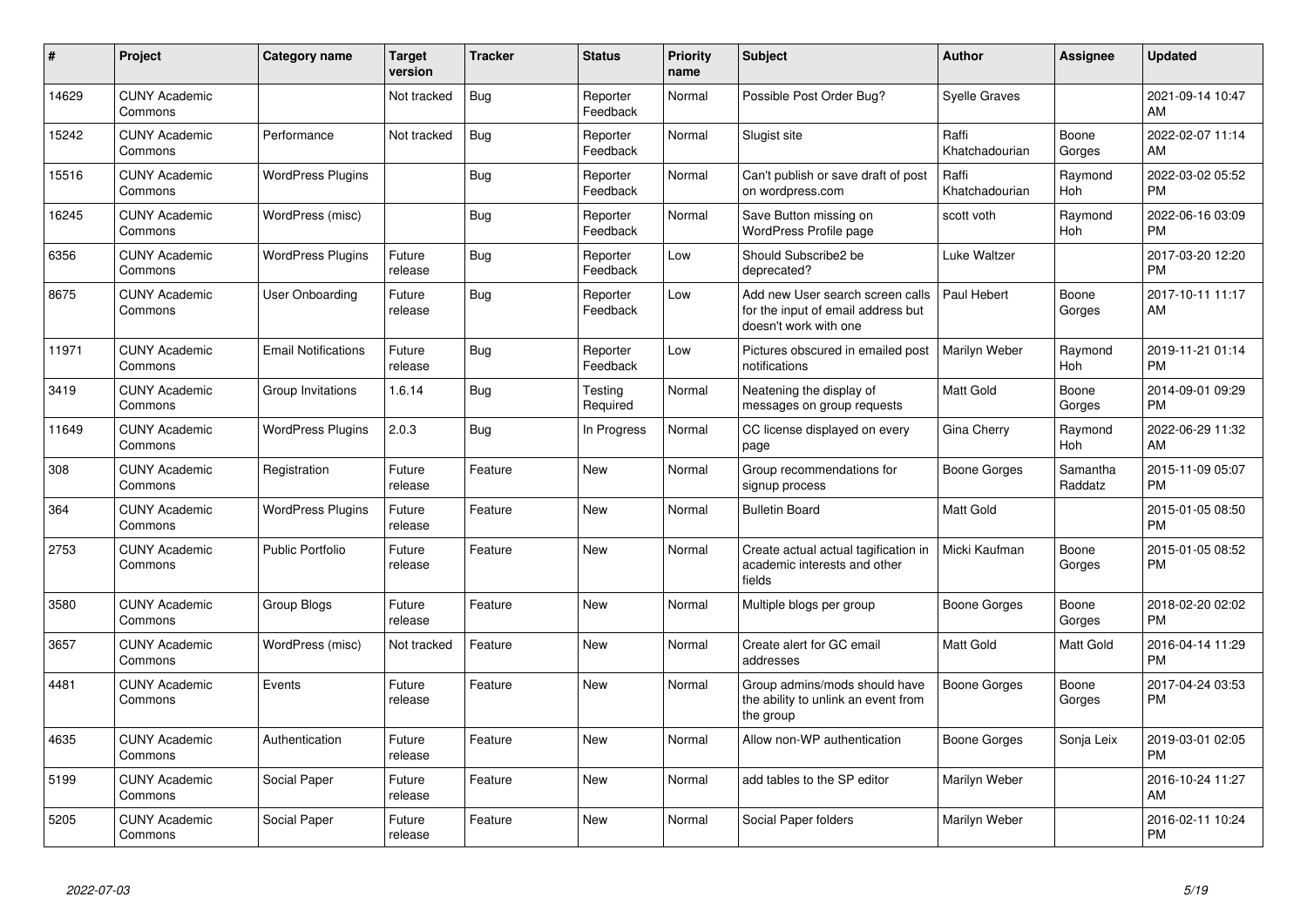| # | Project | Category name | Target version | Tracker | Status | Priority name | Subject | Author | Assignee | Updated |
|---|---|---|---|---|---|---|---|---|---|---|
| 14629 | CUNY Academic Commons | | Not tracked | Bug | Reporter Feedback | Normal | Possible Post Order Bug? | Syelle Graves | | 2021-09-14 10:47 AM |
| 15242 | CUNY Academic Commons | Performance | Not tracked | Bug | Reporter Feedback | Normal | Slugist site | Raffi Khatchadourian | Boone Gorges | 2022-02-07 11:14 AM |
| 15516 | CUNY Academic Commons | WordPress Plugins | | Bug | Reporter Feedback | Normal | Can't publish or save draft of post on wordpress.com | Raffi Khatchadourian | Raymond Hoh | 2022-03-02 05:52 PM |
| 16245 | CUNY Academic Commons | WordPress (misc) | | Bug | Reporter Feedback | Normal | Save Button missing on WordPress Profile page | scott voth | Raymond Hoh | 2022-06-16 03:09 PM |
| 6356 | CUNY Academic Commons | WordPress Plugins | Future release | Bug | Reporter Feedback | Low | Should Subscribe2 be deprecated? | Luke Waltzer | | 2017-03-20 12:20 PM |
| 8675 | CUNY Academic Commons | User Onboarding | Future release | Bug | Reporter Feedback | Low | Add new User search screen calls for the input of email address but doesn't work with one | Paul Hebert | Boone Gorges | 2017-10-11 11:17 AM |
| 11971 | CUNY Academic Commons | Email Notifications | Future release | Bug | Reporter Feedback | Low | Pictures obscured in emailed post notifications | Marilyn Weber | Raymond Hoh | 2019-11-21 01:14 PM |
| 3419 | CUNY Academic Commons | Group Invitations | 1.6.14 | Bug | Testing Required | Normal | Neatening the display of messages on group requests | Matt Gold | Boone Gorges | 2014-09-01 09:29 PM |
| 11649 | CUNY Academic Commons | WordPress Plugins | 2.0.3 | Bug | In Progress | Normal | CC license displayed on every page | Gina Cherry | Raymond Hoh | 2022-06-29 11:32 AM |
| 308 | CUNY Academic Commons | Registration | Future release | Feature | New | Normal | Group recommendations for signup process | Boone Gorges | Samantha Raddatz | 2015-11-09 05:07 PM |
| 364 | CUNY Academic Commons | WordPress Plugins | Future release | Feature | New | Normal | Bulletin Board | Matt Gold | | 2015-01-05 08:50 PM |
| 2753 | CUNY Academic Commons | Public Portfolio | Future release | Feature | New | Normal | Create actual actual tagification in academic interests and other fields | Micki Kaufman | Boone Gorges | 2015-01-05 08:52 PM |
| 3580 | CUNY Academic Commons | Group Blogs | Future release | Feature | New | Normal | Multiple blogs per group | Boone Gorges | Boone Gorges | 2018-02-20 02:02 PM |
| 3657 | CUNY Academic Commons | WordPress (misc) | Not tracked | Feature | New | Normal | Create alert for GC email addresses | Matt Gold | Matt Gold | 2016-04-14 11:29 PM |
| 4481 | CUNY Academic Commons | Events | Future release | Feature | New | Normal | Group admins/mods should have the ability to unlink an event from the group | Boone Gorges | Boone Gorges | 2017-04-24 03:53 PM |
| 4635 | CUNY Academic Commons | Authentication | Future release | Feature | New | Normal | Allow non-WP authentication | Boone Gorges | Sonja Leix | 2019-03-01 02:05 PM |
| 5199 | CUNY Academic Commons | Social Paper | Future release | Feature | New | Normal | add tables to the SP editor | Marilyn Weber | | 2016-10-24 11:27 AM |
| 5205 | CUNY Academic Commons | Social Paper | Future release | Feature | New | Normal | Social Paper folders | Marilyn Weber | | 2016-02-11 10:24 PM |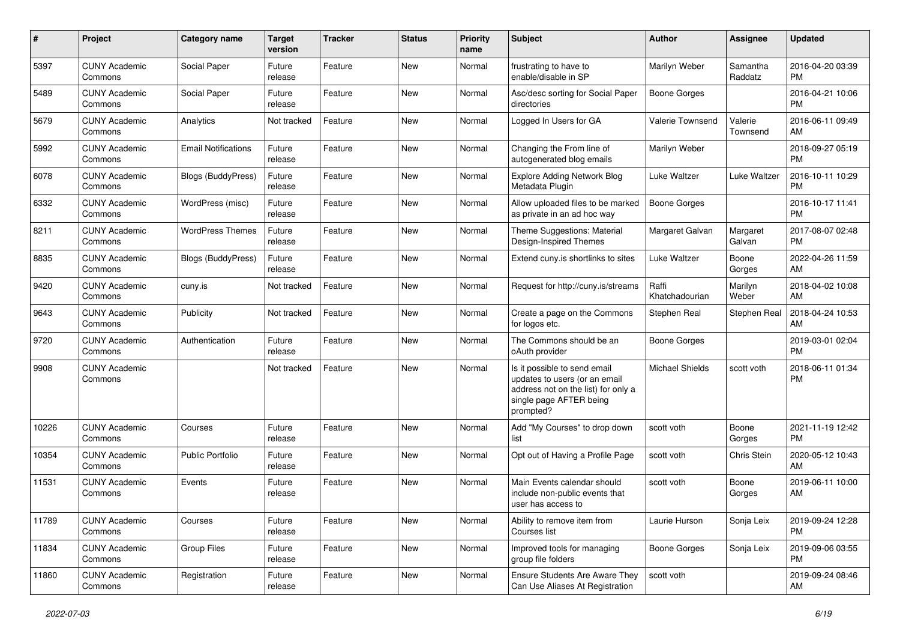| # | Project | Category name | Target version | Tracker | Status | Priority name | Subject | Author | Assignee | Updated |
|---|---|---|---|---|---|---|---|---|---|---|
| 5397 | CUNY Academic Commons | Social Paper | Future release | Feature | New | Normal | frustrating to have to enable/disable in SP | Marilyn Weber | Samantha Raddatz | 2016-04-20 03:39 PM |
| 5489 | CUNY Academic Commons | Social Paper | Future release | Feature | New | Normal | Asc/desc sorting for Social Paper directories | Boone Gorges | | 2016-04-21 10:06 PM |
| 5679 | CUNY Academic Commons | Analytics | Not tracked | Feature | New | Normal | Logged In Users for GA | Valerie Townsend | Valerie Townsend | 2016-06-11 09:49 AM |
| 5992 | CUNY Academic Commons | Email Notifications | Future release | Feature | New | Normal | Changing the From line of autogenerated blog emails | Marilyn Weber | | 2018-09-27 05:19 PM |
| 6078 | CUNY Academic Commons | Blogs (BuddyPress) | Future release | Feature | New | Normal | Explore Adding Network Blog Metadata Plugin | Luke Waltzer | Luke Waltzer | 2016-10-11 10:29 PM |
| 6332 | CUNY Academic Commons | WordPress (misc) | Future release | Feature | New | Normal | Allow uploaded files to be marked as private in an ad hoc way | Boone Gorges | | 2016-10-17 11:41 PM |
| 8211 | CUNY Academic Commons | WordPress Themes | Future release | Feature | New | Normal | Theme Suggestions: Material Design-Inspired Themes | Margaret Galvan | Margaret Galvan | 2017-08-07 02:48 PM |
| 8835 | CUNY Academic Commons | Blogs (BuddyPress) | Future release | Feature | New | Normal | Extend cuny.is shortlinks to sites | Luke Waltzer | Boone Gorges | 2022-04-26 11:59 AM |
| 9420 | CUNY Academic Commons | cuny.is | Not tracked | Feature | New | Normal | Request for http://cuny.is/streams | Raffi Khatchadourian | Marilyn Weber | 2018-04-02 10:08 AM |
| 9643 | CUNY Academic Commons | Publicity | Not tracked | Feature | New | Normal | Create a page on the Commons for logos etc. | Stephen Real | Stephen Real | 2018-04-24 10:53 AM |
| 9720 | CUNY Academic Commons | Authentication | Future release | Feature | New | Normal | The Commons should be an oAuth provider | Boone Gorges | | 2019-03-01 02:04 PM |
| 9908 | CUNY Academic Commons | | Not tracked | Feature | New | Normal | Is it possible to send email updates to users (or an email address not on the list) for only a single page AFTER being prompted? | Michael Shields | scott voth | 2018-06-11 01:34 PM |
| 10226 | CUNY Academic Commons | Courses | Future release | Feature | New | Normal | Add "My Courses" to drop down list | scott voth | Boone Gorges | 2021-11-19 12:42 PM |
| 10354 | CUNY Academic Commons | Public Portfolio | Future release | Feature | New | Normal | Opt out of Having a Profile Page | scott voth | Chris Stein | 2020-05-12 10:43 AM |
| 11531 | CUNY Academic Commons | Events | Future release | Feature | New | Normal | Main Events calendar should include non-public events that user has access to | scott voth | Boone Gorges | 2019-06-11 10:00 AM |
| 11789 | CUNY Academic Commons | Courses | Future release | Feature | New | Normal | Ability to remove item from Courses list | Laurie Hurson | Sonja Leix | 2019-09-24 12:28 PM |
| 11834 | CUNY Academic Commons | Group Files | Future release | Feature | New | Normal | Improved tools for managing group file folders | Boone Gorges | Sonja Leix | 2019-09-06 03:55 PM |
| 11860 | CUNY Academic Commons | Registration | Future release | Feature | New | Normal | Ensure Students Are Aware They Can Use Aliases At Registration | scott voth | | 2019-09-24 08:46 AM |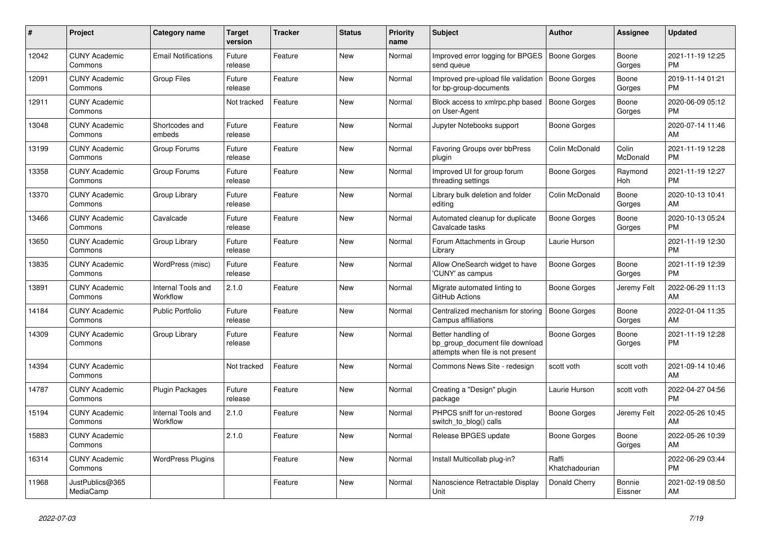| # | Project | Category name | Target version | Tracker | Status | Priority name | Subject | Author | Assignee | Updated |
|---|---|---|---|---|---|---|---|---|---|---|
| 12042 | CUNY Academic Commons | Email Notifications | Future release | Feature | New | Normal | Improved error logging for BPGES send queue | Boone Gorges | Boone Gorges | 2021-11-19 12:25 PM |
| 12091 | CUNY Academic Commons | Group Files | Future release | Feature | New | Normal | Improved pre-upload file validation for bp-group-documents | Boone Gorges | Boone Gorges | 2019-11-14 01:21 PM |
| 12911 | CUNY Academic Commons | | Not tracked | Feature | New | Normal | Block access to xmlrpc.php based on User-Agent | Boone Gorges | Boone Gorges | 2020-06-09 05:12 PM |
| 13048 | CUNY Academic Commons | Shortcodes and embeds | Future release | Feature | New | Normal | Jupyter Notebooks support | Boone Gorges | | 2020-07-14 11:46 AM |
| 13199 | CUNY Academic Commons | Group Forums | Future release | Feature | New | Normal | Favoring Groups over bbPress plugin | Colin McDonald | Colin McDonald | 2021-11-19 12:28 PM |
| 13358 | CUNY Academic Commons | Group Forums | Future release | Feature | New | Normal | Improved UI for group forum threading settings | Boone Gorges | Raymond Hoh | 2021-11-19 12:27 PM |
| 13370 | CUNY Academic Commons | Group Library | Future release | Feature | New | Normal | Library bulk deletion and folder editing | Colin McDonald | Boone Gorges | 2020-10-13 10:41 AM |
| 13466 | CUNY Academic Commons | Cavalcade | Future release | Feature | New | Normal | Automated cleanup for duplicate Cavalcade tasks | Boone Gorges | Boone Gorges | 2020-10-13 05:24 PM |
| 13650 | CUNY Academic Commons | Group Library | Future release | Feature | New | Normal | Forum Attachments in Group Library | Laurie Hurson | | 2021-11-19 12:30 PM |
| 13835 | CUNY Academic Commons | WordPress (misc) | Future release | Feature | New | Normal | Allow OneSearch widget to have 'CUNY' as campus | Boone Gorges | Boone Gorges | 2021-11-19 12:39 PM |
| 13891 | CUNY Academic Commons | Internal Tools and Workflow | 2.1.0 | Feature | New | Normal | Migrate automated linting to GitHub Actions | Boone Gorges | Jeremy Felt | 2022-06-29 11:13 AM |
| 14184 | CUNY Academic Commons | Public Portfolio | Future release | Feature | New | Normal | Centralized mechanism for storing Campus affiliations | Boone Gorges | Boone Gorges | 2022-01-04 11:35 AM |
| 14309 | CUNY Academic Commons | Group Library | Future release | Feature | New | Normal | Better handling of bp_group_document file download attempts when file is not present | Boone Gorges | Boone Gorges | 2021-11-19 12:28 PM |
| 14394 | CUNY Academic Commons | | Not tracked | Feature | New | Normal | Commons News Site - redesign | scott voth | scott voth | 2021-09-14 10:46 AM |
| 14787 | CUNY Academic Commons | Plugin Packages | Future release | Feature | New | Normal | Creating a "Design" plugin package | Laurie Hurson | scott voth | 2022-04-27 04:56 PM |
| 15194 | CUNY Academic Commons | Internal Tools and Workflow | 2.1.0 | Feature | New | Normal | PHPCS sniff for un-restored switch_to_blog() calls | Boone Gorges | Jeremy Felt | 2022-05-26 10:45 AM |
| 15883 | CUNY Academic Commons | | 2.1.0 | Feature | New | Normal | Release BPGES update | Boone Gorges | Boone Gorges | 2022-05-26 10:39 AM |
| 16314 | CUNY Academic Commons | WordPress Plugins | | Feature | New | Normal | Install Multicollab plug-in? | Raffi Khatchadourian | | 2022-06-29 03:44 PM |
| 11968 | JustPublics@365 MediaCamp | | | Feature | New | Normal | Nanoscience Retractable Display Unit | Donald Cherry | Bonnie Eissner | 2021-02-19 08:50 AM |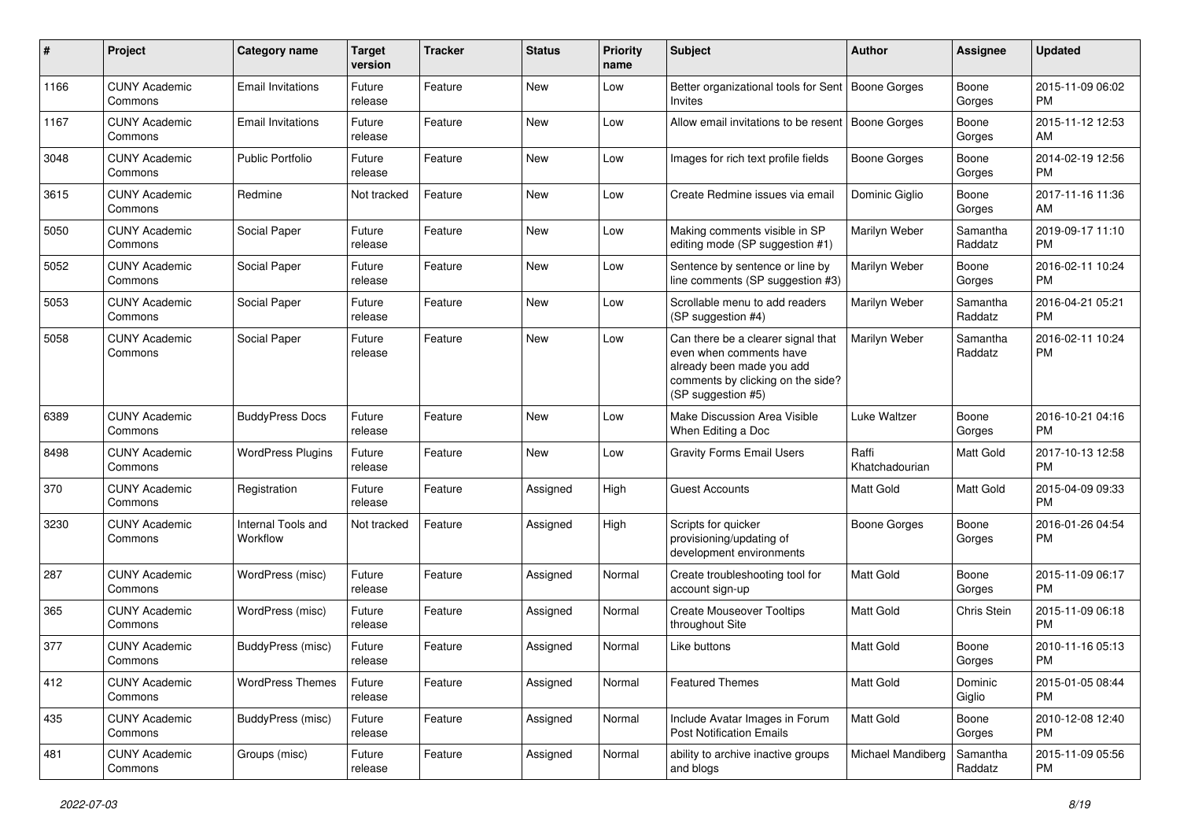| # | Project | Category name | Target version | Tracker | Status | Priority name | Subject | Author | Assignee | Updated |
|---|---|---|---|---|---|---|---|---|---|---|
| 1166 | CUNY Academic Commons | Email Invitations | Future release | Feature | New | Low | Better organizational tools for Sent Invites | Boone Gorges | Boone Gorges | 2015-11-09 06:02 PM |
| 1167 | CUNY Academic Commons | Email Invitations | Future release | Feature | New | Low | Allow email invitations to be resent | Boone Gorges | Boone Gorges | 2015-11-12 12:53 AM |
| 3048 | CUNY Academic Commons | Public Portfolio | Future release | Feature | New | Low | Images for rich text profile fields | Boone Gorges | Boone Gorges | 2014-02-19 12:56 PM |
| 3615 | CUNY Academic Commons | Redmine | Not tracked | Feature | New | Low | Create Redmine issues via email | Dominic Giglio | Boone Gorges | 2017-11-16 11:36 AM |
| 5050 | CUNY Academic Commons | Social Paper | Future release | Feature | New | Low | Making comments visible in SP editing mode (SP suggestion #1) | Marilyn Weber | Samantha Raddatz | 2019-09-17 11:10 PM |
| 5052 | CUNY Academic Commons | Social Paper | Future release | Feature | New | Low | Sentence by sentence or line by line comments (SP suggestion #3) | Marilyn Weber | Boone Gorges | 2016-02-11 10:24 PM |
| 5053 | CUNY Academic Commons | Social Paper | Future release | Feature | New | Low | Scrollable menu to add readers (SP suggestion #4) | Marilyn Weber | Samantha Raddatz | 2016-04-21 05:21 PM |
| 5058 | CUNY Academic Commons | Social Paper | Future release | Feature | New | Low | Can there be a clearer signal that even when comments have already been made you add comments by clicking on the side? (SP suggestion #5) | Marilyn Weber | Samantha Raddatz | 2016-02-11 10:24 PM |
| 6389 | CUNY Academic Commons | BuddyPress Docs | Future release | Feature | New | Low | Make Discussion Area Visible When Editing a Doc | Luke Waltzer | Boone Gorges | 2016-10-21 04:16 PM |
| 8498 | CUNY Academic Commons | WordPress Plugins | Future release | Feature | New | Low | Gravity Forms Email Users | Raffi Khatchadourian | Matt Gold | 2017-10-13 12:58 PM |
| 370 | CUNY Academic Commons | Registration | Future release | Feature | Assigned | High | Guest Accounts | Matt Gold | Matt Gold | 2015-04-09 09:33 PM |
| 3230 | CUNY Academic Commons | Internal Tools and Workflow | Not tracked | Feature | Assigned | High | Scripts for quicker provisioning/updating of development environments | Boone Gorges | Boone Gorges | 2016-01-26 04:54 PM |
| 287 | CUNY Academic Commons | WordPress (misc) | Future release | Feature | Assigned | Normal | Create troubleshooting tool for account sign-up | Matt Gold | Boone Gorges | 2015-11-09 06:17 PM |
| 365 | CUNY Academic Commons | WordPress (misc) | Future release | Feature | Assigned | Normal | Create Mouseover Tooltips throughout Site | Matt Gold | Chris Stein | 2015-11-09 06:18 PM |
| 377 | CUNY Academic Commons | BuddyPress (misc) | Future release | Feature | Assigned | Normal | Like buttons | Matt Gold | Boone Gorges | 2010-11-16 05:13 PM |
| 412 | CUNY Academic Commons | WordPress Themes | Future release | Feature | Assigned | Normal | Featured Themes | Matt Gold | Dominic Giglio | 2015-01-05 08:44 PM |
| 435 | CUNY Academic Commons | BuddyPress (misc) | Future release | Feature | Assigned | Normal | Include Avatar Images in Forum Post Notification Emails | Matt Gold | Boone Gorges | 2010-12-08 12:40 PM |
| 481 | CUNY Academic Commons | Groups (misc) | Future release | Feature | Assigned | Normal | ability to archive inactive groups and blogs | Michael Mandiberg | Samantha Raddatz | 2015-11-09 05:56 PM |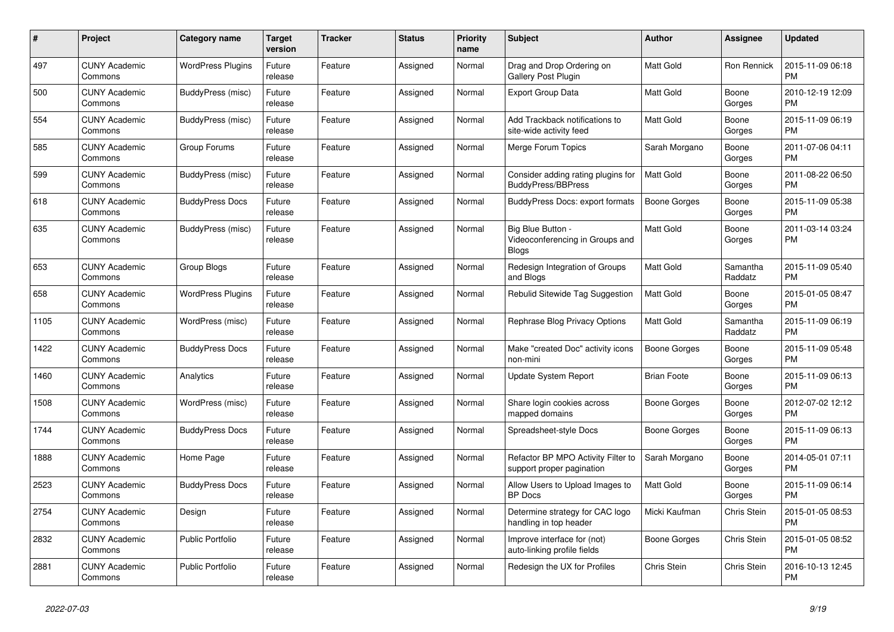| # | Project | Category name | Target version | Tracker | Status | Priority name | Subject | Author | Assignee | Updated |
|---|---|---|---|---|---|---|---|---|---|---|
| 497 | CUNY Academic Commons | WordPress Plugins | Future release | Feature | Assigned | Normal | Drag and Drop Ordering on Gallery Post Plugin | Matt Gold | Ron Rennick | 2015-11-09 06:18 PM |
| 500 | CUNY Academic Commons | BuddyPress (misc) | Future release | Feature | Assigned | Normal | Export Group Data | Matt Gold | Boone Gorges | 2010-12-19 12:09 PM |
| 554 | CUNY Academic Commons | BuddyPress (misc) | Future release | Feature | Assigned | Normal | Add Trackback notifications to site-wide activity feed | Matt Gold | Boone Gorges | 2015-11-09 06:19 PM |
| 585 | CUNY Academic Commons | Group Forums | Future release | Feature | Assigned | Normal | Merge Forum Topics | Sarah Morgano | Boone Gorges | 2011-07-06 04:11 PM |
| 599 | CUNY Academic Commons | BuddyPress (misc) | Future release | Feature | Assigned | Normal | Consider adding rating plugins for BuddyPress/BBPress | Matt Gold | Boone Gorges | 2011-08-22 06:50 PM |
| 618 | CUNY Academic Commons | BuddyPress Docs | Future release | Feature | Assigned | Normal | BuddyPress Docs: export formats | Boone Gorges | Boone Gorges | 2015-11-09 05:38 PM |
| 635 | CUNY Academic Commons | BuddyPress (misc) | Future release | Feature | Assigned | Normal | Big Blue Button - Videoconferencing in Groups and Blogs | Matt Gold | Boone Gorges | 2011-03-14 03:24 PM |
| 653 | CUNY Academic Commons | Group Blogs | Future release | Feature | Assigned | Normal | Redesign Integration of Groups and Blogs | Matt Gold | Samantha Raddatz | 2015-11-09 05:40 PM |
| 658 | CUNY Academic Commons | WordPress Plugins | Future release | Feature | Assigned | Normal | Rebulid Sitewide Tag Suggestion | Matt Gold | Boone Gorges | 2015-01-05 08:47 PM |
| 1105 | CUNY Academic Commons | WordPress (misc) | Future release | Feature | Assigned | Normal | Rephrase Blog Privacy Options | Matt Gold | Samantha Raddatz | 2015-11-09 06:19 PM |
| 1422 | CUNY Academic Commons | BuddyPress Docs | Future release | Feature | Assigned | Normal | Make "created Doc" activity icons non-mini | Boone Gorges | Boone Gorges | 2015-11-09 05:48 PM |
| 1460 | CUNY Academic Commons | Analytics | Future release | Feature | Assigned | Normal | Update System Report | Brian Foote | Boone Gorges | 2015-11-09 06:13 PM |
| 1508 | CUNY Academic Commons | WordPress (misc) | Future release | Feature | Assigned | Normal | Share login cookies across mapped domains | Boone Gorges | Boone Gorges | 2012-07-02 12:12 PM |
| 1744 | CUNY Academic Commons | BuddyPress Docs | Future release | Feature | Assigned | Normal | Spreadsheet-style Docs | Boone Gorges | Boone Gorges | 2015-11-09 06:13 PM |
| 1888 | CUNY Academic Commons | Home Page | Future release | Feature | Assigned | Normal | Refactor BP MPO Activity Filter to support proper pagination | Sarah Morgano | Boone Gorges | 2014-05-01 07:11 PM |
| 2523 | CUNY Academic Commons | BuddyPress Docs | Future release | Feature | Assigned | Normal | Allow Users to Upload Images to BP Docs | Matt Gold | Boone Gorges | 2015-11-09 06:14 PM |
| 2754 | CUNY Academic Commons | Design | Future release | Feature | Assigned | Normal | Determine strategy for CAC logo handling in top header | Micki Kaufman | Chris Stein | 2015-01-05 08:53 PM |
| 2832 | CUNY Academic Commons | Public Portfolio | Future release | Feature | Assigned | Normal | Improve interface for (not) auto-linking profile fields | Boone Gorges | Chris Stein | 2015-01-05 08:52 PM |
| 2881 | CUNY Academic Commons | Public Portfolio | Future release | Feature | Assigned | Normal | Redesign the UX for Profiles | Chris Stein | Chris Stein | 2016-10-13 12:45 PM |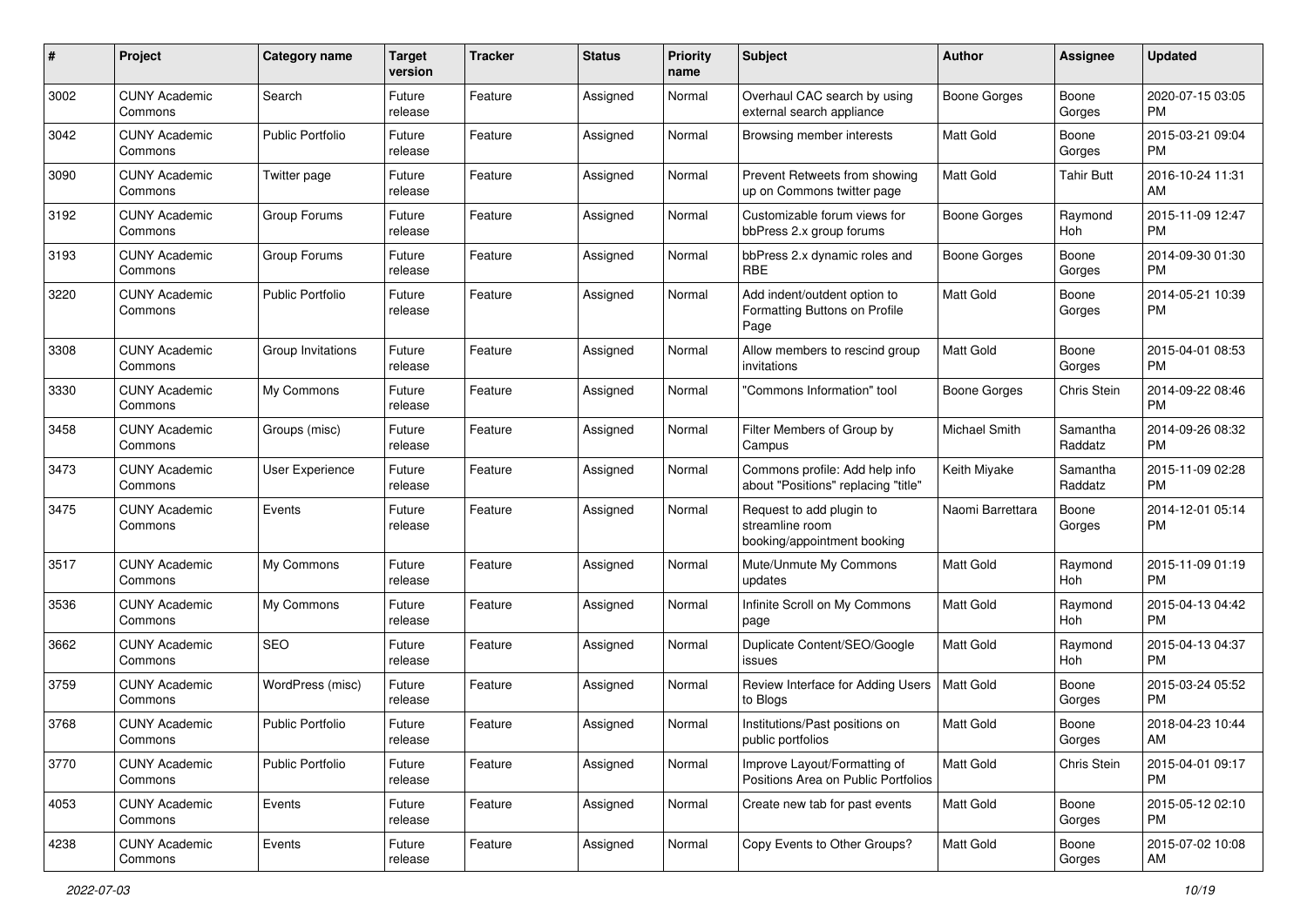| # | Project | Category name | Target version | Tracker | Status | Priority name | Subject | Author | Assignee | Updated |
|---|---|---|---|---|---|---|---|---|---|---|
| 3002 | CUNY Academic Commons | Search | Future release | Feature | Assigned | Normal | Overhaul CAC search by using external search appliance | Boone Gorges | Boone Gorges | 2020-07-15 03:05 PM |
| 3042 | CUNY Academic Commons | Public Portfolio | Future release | Feature | Assigned | Normal | Browsing member interests | Matt Gold | Boone Gorges | 2015-03-21 09:04 PM |
| 3090 | CUNY Academic Commons | Twitter page | Future release | Feature | Assigned | Normal | Prevent Retweets from showing up on Commons twitter page | Matt Gold | Tahir Butt | 2016-10-24 11:31 AM |
| 3192 | CUNY Academic Commons | Group Forums | Future release | Feature | Assigned | Normal | Customizable forum views for bbPress 2.x group forums | Boone Gorges | Raymond Hoh | 2015-11-09 12:47 PM |
| 3193 | CUNY Academic Commons | Group Forums | Future release | Feature | Assigned | Normal | bbPress 2.x dynamic roles and RBE | Boone Gorges | Boone Gorges | 2014-09-30 01:30 PM |
| 3220 | CUNY Academic Commons | Public Portfolio | Future release | Feature | Assigned | Normal | Add indent/outdent option to Formatting Buttons on Profile Page | Matt Gold | Boone Gorges | 2014-05-21 10:39 PM |
| 3308 | CUNY Academic Commons | Group Invitations | Future release | Feature | Assigned | Normal | Allow members to rescind group invitations | Matt Gold | Boone Gorges | 2015-04-01 08:53 PM |
| 3330 | CUNY Academic Commons | My Commons | Future release | Feature | Assigned | Normal | "Commons Information" tool | Boone Gorges | Chris Stein | 2014-09-22 08:46 PM |
| 3458 | CUNY Academic Commons | Groups (misc) | Future release | Feature | Assigned | Normal | Filter Members of Group by Campus | Michael Smith | Samantha Raddatz | 2014-09-26 08:32 PM |
| 3473 | CUNY Academic Commons | User Experience | Future release | Feature | Assigned | Normal | Commons profile: Add help info about "Positions" replacing "title" | Keith Miyake | Samantha Raddatz | 2015-11-09 02:28 PM |
| 3475 | CUNY Academic Commons | Events | Future release | Feature | Assigned | Normal | Request to add plugin to streamline room booking/appointment booking | Naomi Barrettara | Boone Gorges | 2014-12-01 05:14 PM |
| 3517 | CUNY Academic Commons | My Commons | Future release | Feature | Assigned | Normal | Mute/Unmute My Commons updates | Matt Gold | Raymond Hoh | 2015-11-09 01:19 PM |
| 3536 | CUNY Academic Commons | My Commons | Future release | Feature | Assigned | Normal | Infinite Scroll on My Commons page | Matt Gold | Raymond Hoh | 2015-04-13 04:42 PM |
| 3662 | CUNY Academic Commons | SEO | Future release | Feature | Assigned | Normal | Duplicate Content/SEO/Google issues | Matt Gold | Raymond Hoh | 2015-04-13 04:37 PM |
| 3759 | CUNY Academic Commons | WordPress (misc) | Future release | Feature | Assigned | Normal | Review Interface for Adding Users to Blogs | Matt Gold | Boone Gorges | 2015-03-24 05:52 PM |
| 3768 | CUNY Academic Commons | Public Portfolio | Future release | Feature | Assigned | Normal | Institutions/Past positions on public portfolios | Matt Gold | Boone Gorges | 2018-04-23 10:44 AM |
| 3770 | CUNY Academic Commons | Public Portfolio | Future release | Feature | Assigned | Normal | Improve Layout/Formatting of Positions Area on Public Portfolios | Matt Gold | Chris Stein | 2015-04-01 09:17 PM |
| 4053 | CUNY Academic Commons | Events | Future release | Feature | Assigned | Normal | Create new tab for past events | Matt Gold | Boone Gorges | 2015-05-12 02:10 PM |
| 4238 | CUNY Academic Commons | Events | Future release | Feature | Assigned | Normal | Copy Events to Other Groups? | Matt Gold | Boone Gorges | 2015-07-02 10:08 AM |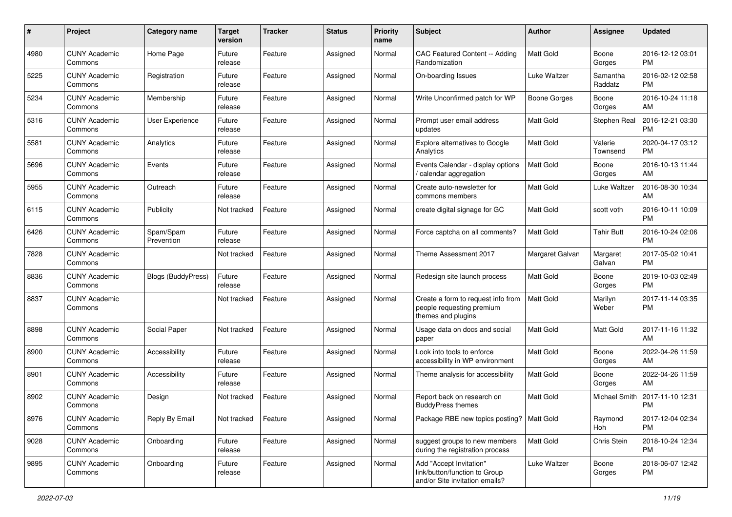| # | Project | Category name | Target version | Tracker | Status | Priority name | Subject | Author | Assignee | Updated |
|---|---|---|---|---|---|---|---|---|---|---|
| 4980 | CUNY Academic Commons | Home Page | Future release | Feature | Assigned | Normal | CAC Featured Content -- Adding Randomization | Matt Gold | Boone Gorges | 2016-12-12 03:01 PM |
| 5225 | CUNY Academic Commons | Registration | Future release | Feature | Assigned | Normal | On-boarding Issues | Luke Waltzer | Samantha Raddatz | 2016-02-12 02:58 PM |
| 5234 | CUNY Academic Commons | Membership | Future release | Feature | Assigned | Normal | Write Unconfirmed patch for WP | Boone Gorges | Boone Gorges | 2016-10-24 11:18 AM |
| 5316 | CUNY Academic Commons | User Experience | Future release | Feature | Assigned | Normal | Prompt user email address updates | Matt Gold | Stephen Real | 2016-12-21 03:30 PM |
| 5581 | CUNY Academic Commons | Analytics | Future release | Feature | Assigned | Normal | Explore alternatives to Google Analytics | Matt Gold | Valerie Townsend | 2020-04-17 03:12 PM |
| 5696 | CUNY Academic Commons | Events | Future release | Feature | Assigned | Normal | Events Calendar - display options / calendar aggregation | Matt Gold | Boone Gorges | 2016-10-13 11:44 AM |
| 5955 | CUNY Academic Commons | Outreach | Future release | Feature | Assigned | Normal | Create auto-newsletter for commons members | Matt Gold | Luke Waltzer | 2016-08-30 10:34 AM |
| 6115 | CUNY Academic Commons | Publicity | Not tracked | Feature | Assigned | Normal | create digital signage for GC | Matt Gold | scott voth | 2016-10-11 10:09 PM |
| 6426 | CUNY Academic Commons | Spam/Spam Prevention | Future release | Feature | Assigned | Normal | Force captcha on all comments? | Matt Gold | Tahir Butt | 2016-10-24 02:06 PM |
| 7828 | CUNY Academic Commons | | Not tracked | Feature | Assigned | Normal | Theme Assessment 2017 | Margaret Galvan | Margaret Galvan | 2017-05-02 10:41 PM |
| 8836 | CUNY Academic Commons | Blogs (BuddyPress) | Future release | Feature | Assigned | Normal | Redesign site launch process | Matt Gold | Boone Gorges | 2019-10-03 02:49 PM |
| 8837 | CUNY Academic Commons | | Not tracked | Feature | Assigned | Normal | Create a form to request info from people requesting premium themes and plugins | Matt Gold | Marilyn Weber | 2017-11-14 03:35 PM |
| 8898 | CUNY Academic Commons | Social Paper | Not tracked | Feature | Assigned | Normal | Usage data on docs and social paper | Matt Gold | Matt Gold | 2017-11-16 11:32 AM |
| 8900 | CUNY Academic Commons | Accessibility | Future release | Feature | Assigned | Normal | Look into tools to enforce accessibility in WP environment | Matt Gold | Boone Gorges | 2022-04-26 11:59 AM |
| 8901 | CUNY Academic Commons | Accessibility | Future release | Feature | Assigned | Normal | Theme analysis for accessibility | Matt Gold | Boone Gorges | 2022-04-26 11:59 AM |
| 8902 | CUNY Academic Commons | Design | Not tracked | Feature | Assigned | Normal | Report back on research on BuddyPress themes | Matt Gold | Michael Smith | 2017-11-10 12:31 PM |
| 8976 | CUNY Academic Commons | Reply By Email | Not tracked | Feature | Assigned | Normal | Package RBE new topics posting? | Matt Gold | Raymond Hoh | 2017-12-04 02:34 PM |
| 9028 | CUNY Academic Commons | Onboarding | Future release | Feature | Assigned | Normal | suggest groups to new members during the registration process | Matt Gold | Chris Stein | 2018-10-24 12:34 PM |
| 9895 | CUNY Academic Commons | Onboarding | Future release | Feature | Assigned | Normal | Add "Accept Invitation" link/button/function to Group and/or Site invitation emails? | Luke Waltzer | Boone Gorges | 2018-06-07 12:42 PM |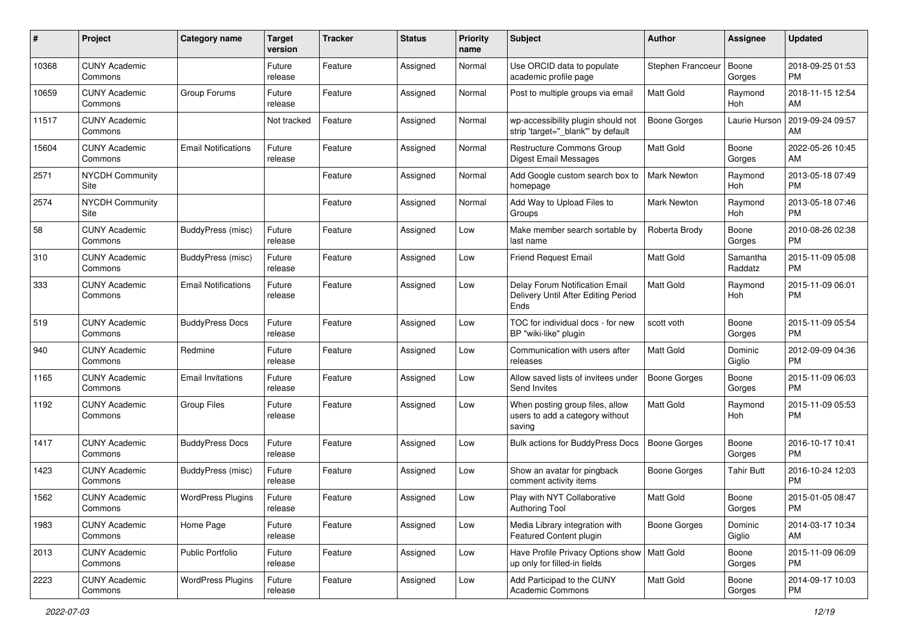| # | Project | Category name | Target version | Tracker | Status | Priority name | Subject | Author | Assignee | Updated |
|---|---|---|---|---|---|---|---|---|---|---|
| 10368 | CUNY Academic Commons | | Future release | Feature | Assigned | Normal | Use ORCID data to populate academic profile page | Stephen Francoeur | Boone Gorges | 2018-09-25 01:53 PM |
| 10659 | CUNY Academic Commons | Group Forums | Future release | Feature | Assigned | Normal | Post to multiple groups via email | Matt Gold | Raymond Hoh | 2018-11-15 12:54 AM |
| 11517 | CUNY Academic Commons | | Not tracked | Feature | Assigned | Normal | wp-accessibility plugin should not strip 'target="_blank"' by default | Boone Gorges | Laurie Hurson | 2019-09-24 09:57 AM |
| 15604 | CUNY Academic Commons | Email Notifications | Future release | Feature | Assigned | Normal | Restructure Commons Group Digest Email Messages | Matt Gold | Boone Gorges | 2022-05-26 10:45 AM |
| 2571 | NYCDH Community Site | | | Feature | Assigned | Normal | Add Google custom search box to homepage | Mark Newton | Raymond Hoh | 2013-05-18 07:49 PM |
| 2574 | NYCDH Community Site | | | Feature | Assigned | Normal | Add Way to Upload Files to Groups | Mark Newton | Raymond Hoh | 2013-05-18 07:46 PM |
| 58 | CUNY Academic Commons | BuddyPress (misc) | Future release | Feature | Assigned | Low | Make member search sortable by last name | Roberta Brody | Boone Gorges | 2010-08-26 02:38 PM |
| 310 | CUNY Academic Commons | BuddyPress (misc) | Future release | Feature | Assigned | Low | Friend Request Email | Matt Gold | Samantha Raddatz | 2015-11-09 05:08 PM |
| 333 | CUNY Academic Commons | Email Notifications | Future release | Feature | Assigned | Low | Delay Forum Notification Email Delivery Until After Editing Period Ends | Matt Gold | Raymond Hoh | 2015-11-09 06:01 PM |
| 519 | CUNY Academic Commons | BuddyPress Docs | Future release | Feature | Assigned | Low | TOC for individual docs - for new BP "wiki-like" plugin | scott voth | Boone Gorges | 2015-11-09 05:54 PM |
| 940 | CUNY Academic Commons | Redmine | Future release | Feature | Assigned | Low | Communication with users after releases | Matt Gold | Dominic Giglio | 2012-09-09 04:36 PM |
| 1165 | CUNY Academic Commons | Email Invitations | Future release | Feature | Assigned | Low | Allow saved lists of invitees under Send Invites | Boone Gorges | Boone Gorges | 2015-11-09 06:03 PM |
| 1192 | CUNY Academic Commons | Group Files | Future release | Feature | Assigned | Low | When posting group files, allow users to add a category without saving | Matt Gold | Raymond Hoh | 2015-11-09 05:53 PM |
| 1417 | CUNY Academic Commons | BuddyPress Docs | Future release | Feature | Assigned | Low | Bulk actions for BuddyPress Docs | Boone Gorges | Boone Gorges | 2016-10-17 10:41 PM |
| 1423 | CUNY Academic Commons | BuddyPress (misc) | Future release | Feature | Assigned | Low | Show an avatar for pingback comment activity items | Boone Gorges | Tahir Butt | 2016-10-24 12:03 PM |
| 1562 | CUNY Academic Commons | WordPress Plugins | Future release | Feature | Assigned | Low | Play with NYT Collaborative Authoring Tool | Matt Gold | Boone Gorges | 2015-01-05 08:47 PM |
| 1983 | CUNY Academic Commons | Home Page | Future release | Feature | Assigned | Low | Media Library integration with Featured Content plugin | Boone Gorges | Dominic Giglio | 2014-03-17 10:34 AM |
| 2013 | CUNY Academic Commons | Public Portfolio | Future release | Feature | Assigned | Low | Have Profile Privacy Options show up only for filled-in fields | Matt Gold | Boone Gorges | 2015-11-09 06:09 PM |
| 2223 | CUNY Academic Commons | WordPress Plugins | Future release | Feature | Assigned | Low | Add Participad to the CUNY Academic Commons | Matt Gold | Boone Gorges | 2014-09-17 10:03 PM |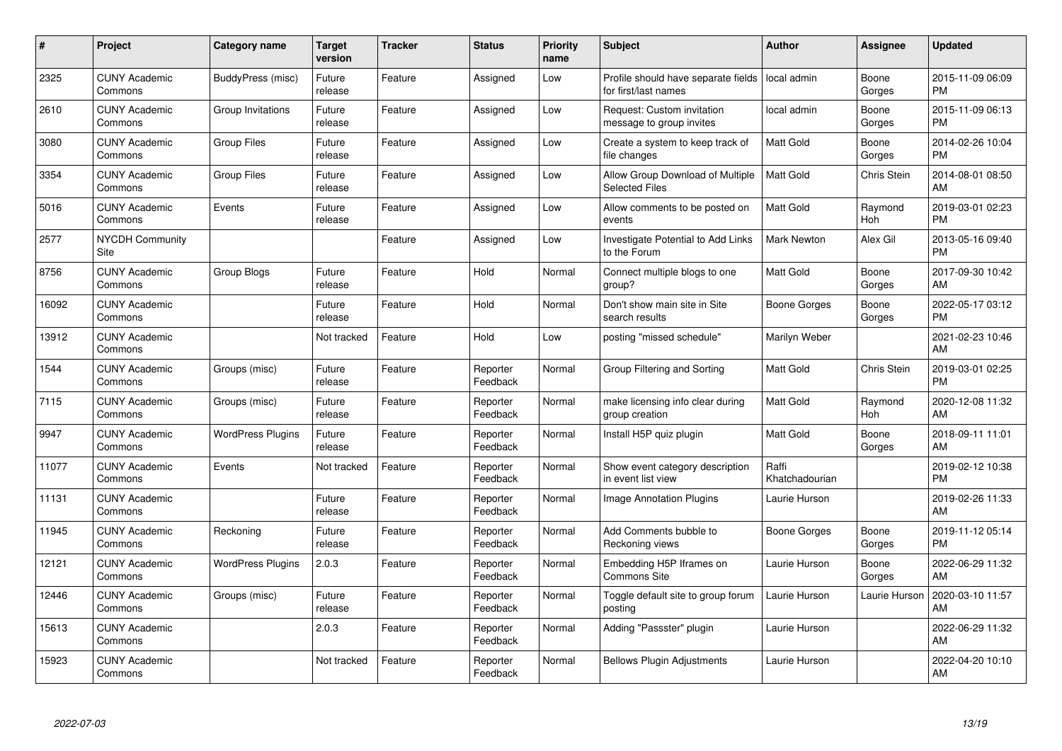| # | Project | Category name | Target version | Tracker | Status | Priority name | Subject | Author | Assignee | Updated |
|---|---|---|---|---|---|---|---|---|---|---|
| 2325 | CUNY Academic Commons | BuddyPress (misc) | Future release | Feature | Assigned | Low | Profile should have separate fields for first/last names | local admin | Boone Gorges | 2015-11-09 06:09 PM |
| 2610 | CUNY Academic Commons | Group Invitations | Future release | Feature | Assigned | Low | Request: Custom invitation message to group invites | local admin | Boone Gorges | 2015-11-09 06:13 PM |
| 3080 | CUNY Academic Commons | Group Files | Future release | Feature | Assigned | Low | Create a system to keep track of file changes | Matt Gold | Boone Gorges | 2014-02-26 10:04 PM |
| 3354 | CUNY Academic Commons | Group Files | Future release | Feature | Assigned | Low | Allow Group Download of Multiple Selected Files | Matt Gold | Chris Stein | 2014-08-01 08:50 AM |
| 5016 | CUNY Academic Commons | Events | Future release | Feature | Assigned | Low | Allow comments to be posted on events | Matt Gold | Raymond Hoh | 2019-03-01 02:23 PM |
| 2577 | NYCDH Community Site | | | Feature | Assigned | Low | Investigate Potential to Add Links to the Forum | Mark Newton | Alex Gil | 2013-05-16 09:40 PM |
| 8756 | CUNY Academic Commons | Group Blogs | Future release | Feature | Hold | Normal | Connect multiple blogs to one group? | Matt Gold | Boone Gorges | 2017-09-30 10:42 AM |
| 16092 | CUNY Academic Commons | | Future release | Feature | Hold | Normal | Don't show main site in Site search results | Boone Gorges | Boone Gorges | 2022-05-17 03:12 PM |
| 13912 | CUNY Academic Commons | | Not tracked | Feature | Hold | Low | posting "missed schedule" | Marilyn Weber | | 2021-02-23 10:46 AM |
| 1544 | CUNY Academic Commons | Groups (misc) | Future release | Feature | Reporter Feedback | Normal | Group Filtering and Sorting | Matt Gold | Chris Stein | 2019-03-01 02:25 PM |
| 7115 | CUNY Academic Commons | Groups (misc) | Future release | Feature | Reporter Feedback | Normal | make licensing info clear during group creation | Matt Gold | Raymond Hoh | 2020-12-08 11:32 AM |
| 9947 | CUNY Academic Commons | WordPress Plugins | Future release | Feature | Reporter Feedback | Normal | Install H5P quiz plugin | Matt Gold | Boone Gorges | 2018-09-11 11:01 AM |
| 11077 | CUNY Academic Commons | Events | Not tracked | Feature | Reporter Feedback | Normal | Show event category description in event list view | Raffi Khatchadourian | | 2019-02-12 10:38 PM |
| 11131 | CUNY Academic Commons | | Future release | Feature | Reporter Feedback | Normal | Image Annotation Plugins | Laurie Hurson | | 2019-02-26 11:33 AM |
| 11945 | CUNY Academic Commons | Reckoning | Future release | Feature | Reporter Feedback | Normal | Add Comments bubble to Reckoning views | Boone Gorges | Boone Gorges | 2019-11-12 05:14 PM |
| 12121 | CUNY Academic Commons | WordPress Plugins | 2.0.3 | Feature | Reporter Feedback | Normal | Embedding H5P Iframes on Commons Site | Laurie Hurson | Boone Gorges | 2022-06-29 11:32 AM |
| 12446 | CUNY Academic Commons | Groups (misc) | Future release | Feature | Reporter Feedback | Normal | Toggle default site to group forum posting | Laurie Hurson | Laurie Hurson | 2020-03-10 11:57 AM |
| 15613 | CUNY Academic Commons | | 2.0.3 | Feature | Reporter Feedback | Normal | Adding "Passster" plugin | Laurie Hurson | | 2022-06-29 11:32 AM |
| 15923 | CUNY Academic Commons | | Not tracked | Feature | Reporter Feedback | Normal | Bellows Plugin Adjustments | Laurie Hurson | | 2022-04-20 10:10 AM |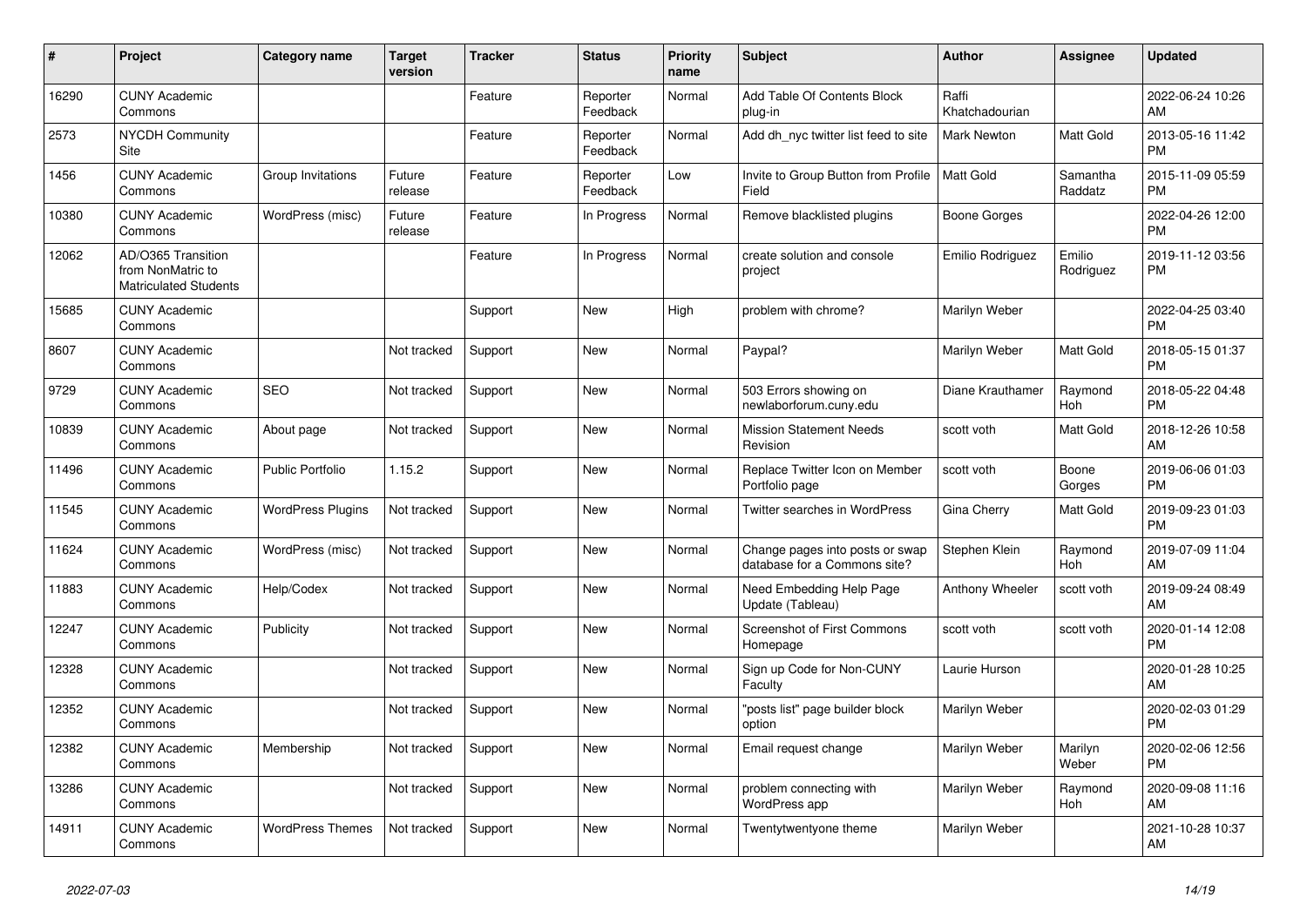| # | Project | Category name | Target version | Tracker | Status | Priority name | Subject | Author | Assignee | Updated |
|---|---|---|---|---|---|---|---|---|---|---|
| 16290 | CUNY Academic Commons | | | Feature | Reporter Feedback | Normal | Add Table Of Contents Block plug-in | Raffi Khatchadourian | | 2022-06-24 10:26 AM |
| 2573 | NYCDH Community Site | | | Feature | Reporter Feedback | Normal | Add dh_nyc twitter list feed to site | Mark Newton | Matt Gold | 2013-05-16 11:42 PM |
| 1456 | CUNY Academic Commons | Group Invitations | Future release | Feature | Reporter Feedback | Low | Invite to Group Button from Profile Field | Matt Gold | Samantha Raddatz | 2015-11-09 05:59 PM |
| 10380 | CUNY Academic Commons | WordPress (misc) | Future release | Feature | In Progress | Normal | Remove blacklisted plugins | Boone Gorges | | 2022-04-26 12:00 PM |
| 12062 | AD/O365 Transition from NonMatric to Matriculated Students | | | Feature | In Progress | Normal | create solution and console project | Emilio Rodriguez | Emilio Rodriguez | 2019-11-12 03:56 PM |
| 15685 | CUNY Academic Commons | | | Support | New | High | problem with chrome? | Marilyn Weber | | 2022-04-25 03:40 PM |
| 8607 | CUNY Academic Commons | | Not tracked | Support | New | Normal | Paypal? | Marilyn Weber | Matt Gold | 2018-05-15 01:37 PM |
| 9729 | CUNY Academic Commons | SEO | Not tracked | Support | New | Normal | 503 Errors showing on newlaborforum.cuny.edu | Diane Krauthamer | Raymond Hoh | 2018-05-22 04:48 PM |
| 10839 | CUNY Academic Commons | About page | Not tracked | Support | New | Normal | Mission Statement Needs Revision | scott voth | Matt Gold | 2018-12-26 10:58 AM |
| 11496 | CUNY Academic Commons | Public Portfolio | 1.15.2 | Support | New | Normal | Replace Twitter Icon on Member Portfolio page | scott voth | Boone Gorges | 2019-06-06 01:03 PM |
| 11545 | CUNY Academic Commons | WordPress Plugins | Not tracked | Support | New | Normal | Twitter searches in WordPress | Gina Cherry | Matt Gold | 2019-09-23 01:03 PM |
| 11624 | CUNY Academic Commons | WordPress (misc) | Not tracked | Support | New | Normal | Change pages into posts or swap database for a Commons site? | Stephen Klein | Raymond Hoh | 2019-07-09 11:04 AM |
| 11883 | CUNY Academic Commons | Help/Codex | Not tracked | Support | New | Normal | Need Embedding Help Page Update (Tableau) | Anthony Wheeler | scott voth | 2019-09-24 08:49 AM |
| 12247 | CUNY Academic Commons | Publicity | Not tracked | Support | New | Normal | Screenshot of First Commons Homepage | scott voth | scott voth | 2020-01-14 12:08 PM |
| 12328 | CUNY Academic Commons | | Not tracked | Support | New | Normal | Sign up Code for Non-CUNY Faculty | Laurie Hurson | | 2020-01-28 10:25 AM |
| 12352 | CUNY Academic Commons | | Not tracked | Support | New | Normal | "posts list" page builder block option | Marilyn Weber | | 2020-02-03 01:29 PM |
| 12382 | CUNY Academic Commons | Membership | Not tracked | Support | New | Normal | Email request change | Marilyn Weber | Marilyn Weber | 2020-02-06 12:56 PM |
| 13286 | CUNY Academic Commons | | Not tracked | Support | New | Normal | problem connecting with WordPress app | Marilyn Weber | Raymond Hoh | 2020-09-08 11:16 AM |
| 14911 | CUNY Academic Commons | WordPress Themes | Not tracked | Support | New | Normal | Twentytwentyone theme | Marilyn Weber | | 2021-10-28 10:37 AM |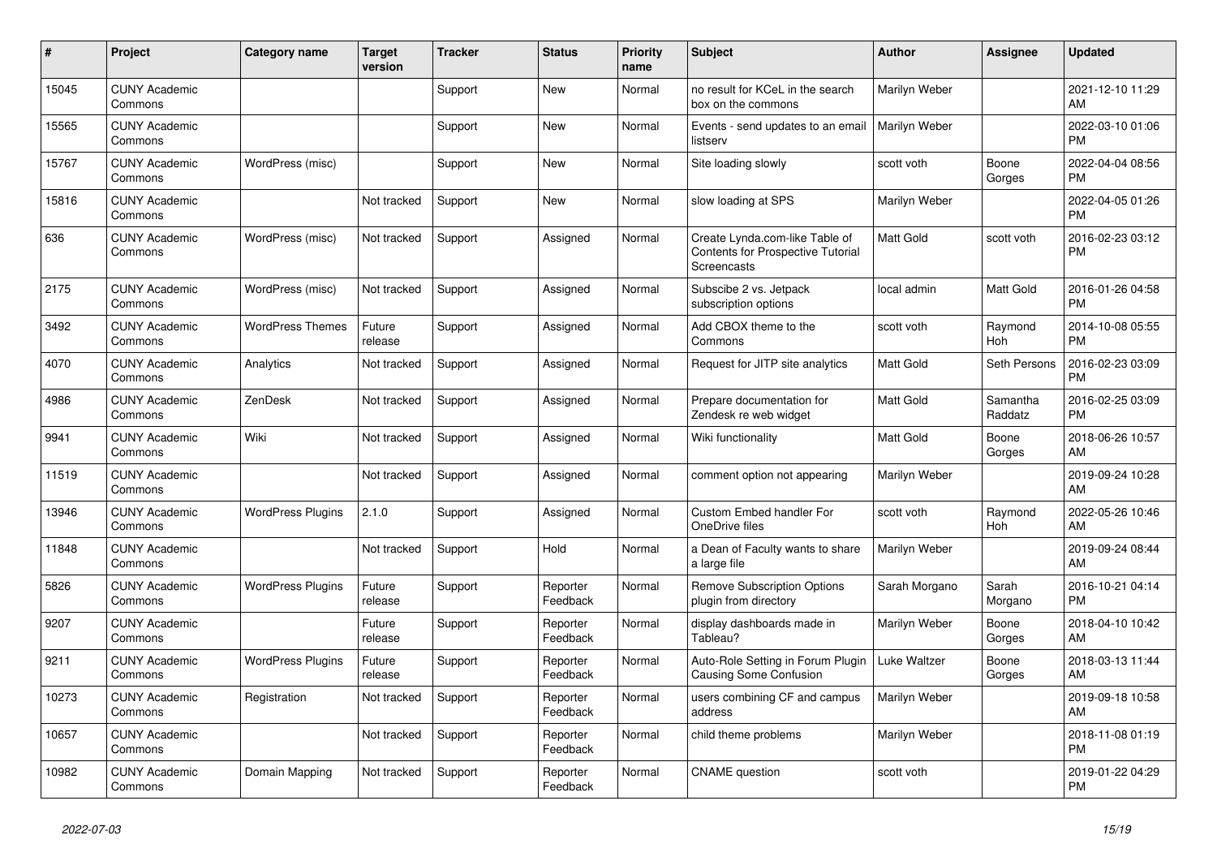| # | Project | Category name | Target version | Tracker | Status | Priority name | Subject | Author | Assignee | Updated |
|---|---|---|---|---|---|---|---|---|---|---|
| 15045 | CUNY Academic Commons | | | Support | New | Normal | no result for KCeL in the search box on the commons | Marilyn Weber | | 2021-12-10 11:29 AM |
| 15565 | CUNY Academic Commons | | | Support | New | Normal | Events - send updates to an email listserv | Marilyn Weber | | 2022-03-10 01:06 PM |
| 15767 | CUNY Academic Commons | WordPress (misc) | | Support | New | Normal | Site loading slowly | scott voth | Boone Gorges | 2022-04-04 08:56 PM |
| 15816 | CUNY Academic Commons | | Not tracked | Support | New | Normal | slow loading at SPS | Marilyn Weber | | 2022-04-05 01:26 PM |
| 636 | CUNY Academic Commons | WordPress (misc) | Not tracked | Support | Assigned | Normal | Create Lynda.com-like Table of Contents for Prospective Tutorial Screencasts | Matt Gold | scott voth | 2016-02-23 03:12 PM |
| 2175 | CUNY Academic Commons | WordPress (misc) | Not tracked | Support | Assigned | Normal | Subscibe 2 vs. Jetpack subscription options | local admin | Matt Gold | 2016-01-26 04:58 PM |
| 3492 | CUNY Academic Commons | WordPress Themes | Future release | Support | Assigned | Normal | Add CBOX theme to the Commons | scott voth | Raymond Hoh | 2014-10-08 05:55 PM |
| 4070 | CUNY Academic Commons | Analytics | Not tracked | Support | Assigned | Normal | Request for JITP site analytics | Matt Gold | Seth Persons | 2016-02-23 03:09 PM |
| 4986 | CUNY Academic Commons | ZenDesk | Not tracked | Support | Assigned | Normal | Prepare documentation for Zendesk re web widget | Matt Gold | Samantha Raddatz | 2016-02-25 03:09 PM |
| 9941 | CUNY Academic Commons | Wiki | Not tracked | Support | Assigned | Normal | Wiki functionality | Matt Gold | Boone Gorges | 2018-06-26 10:57 AM |
| 11519 | CUNY Academic Commons | | Not tracked | Support | Assigned | Normal | comment option not appearing | Marilyn Weber | | 2019-09-24 10:28 AM |
| 13946 | CUNY Academic Commons | WordPress Plugins | 2.1.0 | Support | Assigned | Normal | Custom Embed handler For OneDrive files | scott voth | Raymond Hoh | 2022-05-26 10:46 AM |
| 11848 | CUNY Academic Commons | | Not tracked | Support | Hold | Normal | a Dean of Faculty wants to share a large file | Marilyn Weber | | 2019-09-24 08:44 AM |
| 5826 | CUNY Academic Commons | WordPress Plugins | Future release | Support | Reporter Feedback | Normal | Remove Subscription Options plugin from directory | Sarah Morgano | Sarah Morgano | 2016-10-21 04:14 PM |
| 9207 | CUNY Academic Commons | | Future release | Support | Reporter Feedback | Normal | display dashboards made in Tableau? | Marilyn Weber | Boone Gorges | 2018-04-10 10:42 AM |
| 9211 | CUNY Academic Commons | WordPress Plugins | Future release | Support | Reporter Feedback | Normal | Auto-Role Setting in Forum Plugin Causing Some Confusion | Luke Waltzer | Boone Gorges | 2018-03-13 11:44 AM |
| 10273 | CUNY Academic Commons | Registration | Not tracked | Support | Reporter Feedback | Normal | users combining CF and campus address | Marilyn Weber | | 2019-09-18 10:58 AM |
| 10657 | CUNY Academic Commons | | Not tracked | Support | Reporter Feedback | Normal | child theme problems | Marilyn Weber | | 2018-11-08 01:19 PM |
| 10982 | CUNY Academic Commons | Domain Mapping | Not tracked | Support | Reporter Feedback | Normal | CNAME question | scott voth | | 2019-01-22 04:29 PM |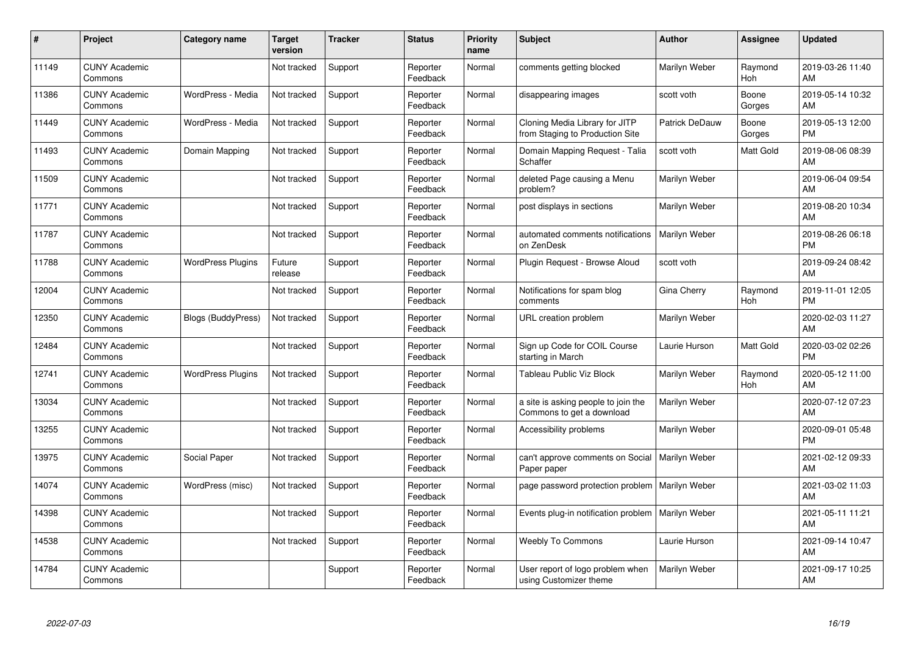| # | Project | Category name | Target version | Tracker | Status | Priority name | Subject | Author | Assignee | Updated |
|---|---|---|---|---|---|---|---|---|---|---|
| 11149 | CUNY Academic Commons | | Not tracked | Support | Reporter Feedback | Normal | comments getting blocked | Marilyn Weber | Raymond Hoh | 2019-03-26 11:40 AM |
| 11386 | CUNY Academic Commons | WordPress - Media | Not tracked | Support | Reporter Feedback | Normal | disappearing images | scott voth | Boone Gorges | 2019-05-14 10:32 AM |
| 11449 | CUNY Academic Commons | WordPress - Media | Not tracked | Support | Reporter Feedback | Normal | Cloning Media Library for JITP from Staging to Production Site | Patrick DeDauw | Boone Gorges | 2019-05-13 12:00 PM |
| 11493 | CUNY Academic Commons | Domain Mapping | Not tracked | Support | Reporter Feedback | Normal | Domain Mapping Request - Talia Schaffer | scott voth | Matt Gold | 2019-08-06 08:39 AM |
| 11509 | CUNY Academic Commons | | Not tracked | Support | Reporter Feedback | Normal | deleted Page causing a Menu problem? | Marilyn Weber | | 2019-06-04 09:54 AM |
| 11771 | CUNY Academic Commons | | Not tracked | Support | Reporter Feedback | Normal | post displays in sections | Marilyn Weber | | 2019-08-20 10:34 AM |
| 11787 | CUNY Academic Commons | | Not tracked | Support | Reporter Feedback | Normal | automated comments notifications on ZenDesk | Marilyn Weber | | 2019-08-26 06:18 PM |
| 11788 | CUNY Academic Commons | WordPress Plugins | Future release | Support | Reporter Feedback | Normal | Plugin Request - Browse Aloud | scott voth | | 2019-09-24 08:42 AM |
| 12004 | CUNY Academic Commons | | Not tracked | Support | Reporter Feedback | Normal | Notifications for spam blog comments | Gina Cherry | Raymond Hoh | 2019-11-01 12:05 PM |
| 12350 | CUNY Academic Commons | Blogs (BuddyPress) | Not tracked | Support | Reporter Feedback | Normal | URL creation problem | Marilyn Weber | | 2020-02-03 11:27 AM |
| 12484 | CUNY Academic Commons | | Not tracked | Support | Reporter Feedback | Normal | Sign up Code for COIL Course starting in March | Laurie Hurson | Matt Gold | 2020-03-02 02:26 PM |
| 12741 | CUNY Academic Commons | WordPress Plugins | Not tracked | Support | Reporter Feedback | Normal | Tableau Public Viz Block | Marilyn Weber | Raymond Hoh | 2020-05-12 11:00 AM |
| 13034 | CUNY Academic Commons | | Not tracked | Support | Reporter Feedback | Normal | a site is asking people to join the Commons to get a download | Marilyn Weber | | 2020-07-12 07:23 AM |
| 13255 | CUNY Academic Commons | | Not tracked | Support | Reporter Feedback | Normal | Accessibility problems | Marilyn Weber | | 2020-09-01 05:48 PM |
| 13975 | CUNY Academic Commons | Social Paper | Not tracked | Support | Reporter Feedback | Normal | can't approve comments on Social Paper paper | Marilyn Weber | | 2021-02-12 09:33 AM |
| 14074 | CUNY Academic Commons | WordPress (misc) | Not tracked | Support | Reporter Feedback | Normal | page password protection problem | Marilyn Weber | | 2021-03-02 11:03 AM |
| 14398 | CUNY Academic Commons | | Not tracked | Support | Reporter Feedback | Normal | Events plug-in notification problem | Marilyn Weber | | 2021-05-11 11:21 AM |
| 14538 | CUNY Academic Commons | | Not tracked | Support | Reporter Feedback | Normal | Weebly To Commons | Laurie Hurson | | 2021-09-14 10:47 AM |
| 14784 | CUNY Academic Commons | | | Support | Reporter Feedback | Normal | User report of logo problem when using Customizer theme | Marilyn Weber | | 2021-09-17 10:25 AM |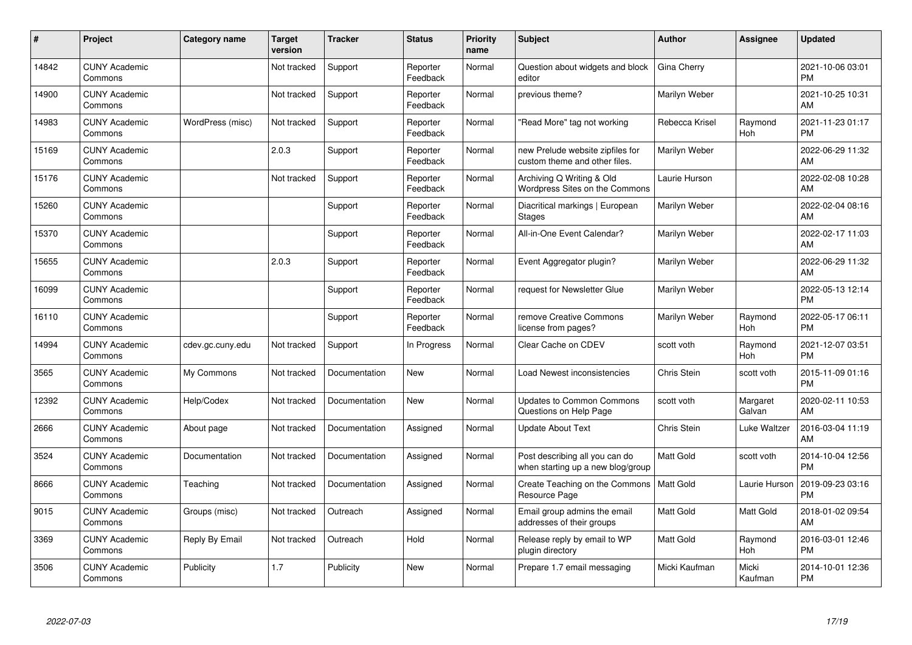| # | Project | Category name | Target version | Tracker | Status | Priority name | Subject | Author | Assignee | Updated |
|---|---|---|---|---|---|---|---|---|---|---|
| 14842 | CUNY Academic Commons | | Not tracked | Support | Reporter Feedback | Normal | Question about widgets and block editor | Gina Cherry | | 2021-10-06 03:01 PM |
| 14900 | CUNY Academic Commons | | Not tracked | Support | Reporter Feedback | Normal | previous theme? | Marilyn Weber | | 2021-10-25 10:31 AM |
| 14983 | CUNY Academic Commons | WordPress (misc) | Not tracked | Support | Reporter Feedback | Normal | "Read More" tag not working | Rebecca Krisel | Raymond Hoh | 2021-11-23 01:17 PM |
| 15169 | CUNY Academic Commons | | 2.0.3 | Support | Reporter Feedback | Normal | new Prelude website zipfiles for custom theme and other files. | Marilyn Weber | | 2022-06-29 11:32 AM |
| 15176 | CUNY Academic Commons | | Not tracked | Support | Reporter Feedback | Normal | Archiving Q Writing & Old Wordpress Sites on the Commons | Laurie Hurson | | 2022-02-08 10:28 AM |
| 15260 | CUNY Academic Commons | | | Support | Reporter Feedback | Normal | Diacritical markings \| European Stages | Marilyn Weber | | 2022-02-04 08:16 AM |
| 15370 | CUNY Academic Commons | | | Support | Reporter Feedback | Normal | All-in-One Event Calendar? | Marilyn Weber | | 2022-02-17 11:03 AM |
| 15655 | CUNY Academic Commons | | 2.0.3 | Support | Reporter Feedback | Normal | Event Aggregator plugin? | Marilyn Weber | | 2022-06-29 11:32 AM |
| 16099 | CUNY Academic Commons | | | Support | Reporter Feedback | Normal | request for Newsletter Glue | Marilyn Weber | | 2022-05-13 12:14 PM |
| 16110 | CUNY Academic Commons | | | Support | Reporter Feedback | Normal | remove Creative Commons license from pages? | Marilyn Weber | Raymond Hoh | 2022-05-17 06:11 PM |
| 14994 | CUNY Academic Commons | cdev.gc.cuny.edu | Not tracked | Support | In Progress | Normal | Clear Cache on CDEV | scott voth | Raymond Hoh | 2021-12-07 03:51 PM |
| 3565 | CUNY Academic Commons | My Commons | Not tracked | Documentation | New | Normal | Load Newest inconsistencies | Chris Stein | scott voth | 2015-11-09 01:16 PM |
| 12392 | CUNY Academic Commons | Help/Codex | Not tracked | Documentation | New | Normal | Updates to Common Commons Questions on Help Page | scott voth | Margaret Galvan | 2020-02-11 10:53 AM |
| 2666 | CUNY Academic Commons | About page | Not tracked | Documentation | Assigned | Normal | Update About Text | Chris Stein | Luke Waltzer | 2016-03-04 11:19 AM |
| 3524 | CUNY Academic Commons | Documentation | Not tracked | Documentation | Assigned | Normal | Post describing all you can do when starting up a new blog/group | Matt Gold | scott voth | 2014-10-04 12:56 PM |
| 8666 | CUNY Academic Commons | Teaching | Not tracked | Documentation | Assigned | Normal | Create Teaching on the Commons Resource Page | Matt Gold | Laurie Hurson | 2019-09-23 03:16 PM |
| 9015 | CUNY Academic Commons | Groups (misc) | Not tracked | Outreach | Assigned | Normal | Email group admins the email addresses of their groups | Matt Gold | Matt Gold | 2018-01-02 09:54 AM |
| 3369 | CUNY Academic Commons | Reply By Email | Not tracked | Outreach | Hold | Normal | Release reply by email to WP plugin directory | Matt Gold | Raymond Hoh | 2016-03-01 12:46 PM |
| 3506 | CUNY Academic Commons | Publicity | 1.7 | Publicity | New | Normal | Prepare 1.7 email messaging | Micki Kaufman | Micki Kaufman | 2014-10-01 12:36 PM |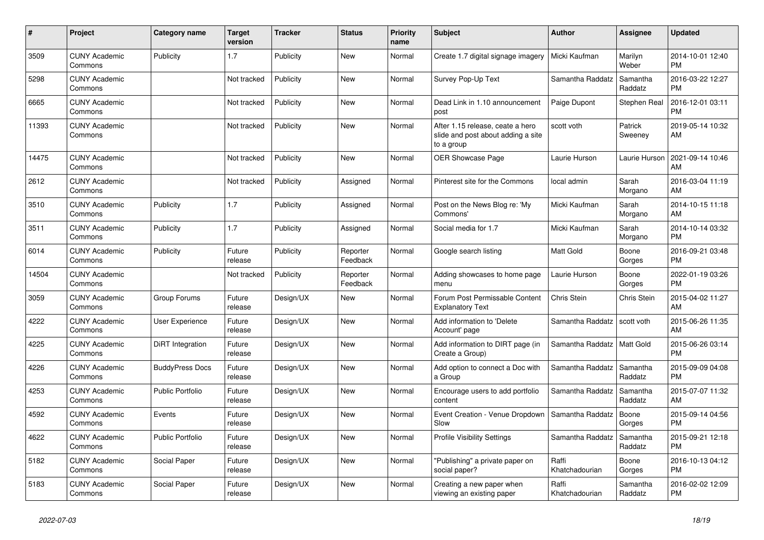| # | Project | Category name | Target version | Tracker | Status | Priority name | Subject | Author | Assignee | Updated |
|---|---|---|---|---|---|---|---|---|---|---|
| 3509 | CUNY Academic Commons | Publicity | 1.7 | Publicity | New | Normal | Create 1.7 digital signage imagery | Micki Kaufman | Marilyn Weber | 2014-10-01 12:40 PM |
| 5298 | CUNY Academic Commons | | Not tracked | Publicity | New | Normal | Survey Pop-Up Text | Samantha Raddatz | Samantha Raddatz | 2016-03-22 12:27 PM |
| 6665 | CUNY Academic Commons | | Not tracked | Publicity | New | Normal | Dead Link in 1.10 announcement post | Paige Dupont | Stephen Real | 2016-12-01 03:11 PM |
| 11393 | CUNY Academic Commons | | Not tracked | Publicity | New | Normal | After 1.15 release, ceate a hero slide and post about adding a site to a group | scott voth | Patrick Sweeney | 2019-05-14 10:32 AM |
| 14475 | CUNY Academic Commons | | Not tracked | Publicity | New | Normal | OER Showcase Page | Laurie Hurson | Laurie Hurson | 2021-09-14 10:46 AM |
| 2612 | CUNY Academic Commons | | Not tracked | Publicity | Assigned | Normal | Pinterest site for the Commons | local admin | Sarah Morgano | 2016-03-04 11:19 AM |
| 3510 | CUNY Academic Commons | Publicity | 1.7 | Publicity | Assigned | Normal | Post on the News Blog re: 'My Commons' | Micki Kaufman | Sarah Morgano | 2014-10-15 11:18 AM |
| 3511 | CUNY Academic Commons | Publicity | 1.7 | Publicity | Assigned | Normal | Social media for 1.7 | Micki Kaufman | Sarah Morgano | 2014-10-14 03:32 PM |
| 6014 | CUNY Academic Commons | Publicity | Future release | Publicity | Reporter Feedback | Normal | Google search listing | Matt Gold | Boone Gorges | 2016-09-21 03:48 PM |
| 14504 | CUNY Academic Commons | | Not tracked | Publicity | Reporter Feedback | Normal | Adding showcases to home page menu | Laurie Hurson | Boone Gorges | 2022-01-19 03:26 PM |
| 3059 | CUNY Academic Commons | Group Forums | Future release | Design/UX | New | Normal | Forum Post Permissable Content Explanatory Text | Chris Stein | Chris Stein | 2015-04-02 11:27 AM |
| 4222 | CUNY Academic Commons | User Experience | Future release | Design/UX | New | Normal | Add information to 'Delete Account' page | Samantha Raddatz | scott voth | 2015-06-26 11:35 AM |
| 4225 | CUNY Academic Commons | DiRT Integration | Future release | Design/UX | New | Normal | Add information to DIRT page (in Create a Group) | Samantha Raddatz | Matt Gold | 2015-06-26 03:14 PM |
| 4226 | CUNY Academic Commons | BuddyPress Docs | Future release | Design/UX | New | Normal | Add option to connect a Doc with a Group | Samantha Raddatz | Samantha Raddatz | 2015-09-09 04:08 PM |
| 4253 | CUNY Academic Commons | Public Portfolio | Future release | Design/UX | New | Normal | Encourage users to add portfolio content | Samantha Raddatz | Samantha Raddatz | 2015-07-07 11:32 AM |
| 4592 | CUNY Academic Commons | Events | Future release | Design/UX | New | Normal | Event Creation - Venue Dropdown Slow | Samantha Raddatz | Boone Gorges | 2015-09-14 04:56 PM |
| 4622 | CUNY Academic Commons | Public Portfolio | Future release | Design/UX | New | Normal | Profile Visibility Settings | Samantha Raddatz | Samantha Raddatz | 2015-09-21 12:18 PM |
| 5182 | CUNY Academic Commons | Social Paper | Future release | Design/UX | New | Normal | "Publishing" a private paper on social paper? | Raffi Khatchadourian | Boone Gorges | 2016-10-13 04:12 PM |
| 5183 | CUNY Academic Commons | Social Paper | Future release | Design/UX | New | Normal | Creating a new paper when viewing an existing paper | Raffi Khatchadourian | Samantha Raddatz | 2016-02-02 12:09 PM |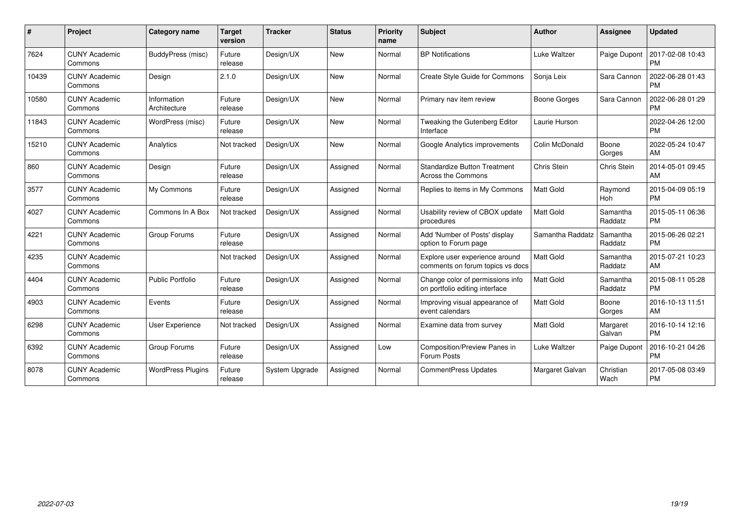| # | Project | Category name | Target version | Tracker | Status | Priority name | Subject | Author | Assignee | Updated |
|---|---|---|---|---|---|---|---|---|---|---|
| 7624 | CUNY Academic Commons | BuddyPress (misc) | Future release | Design/UX | New | Normal | BP Notifications | Luke Waltzer | Paige Dupont | 2017-02-08 10:43 PM |
| 10439 | CUNY Academic Commons | Design | 2.1.0 | Design/UX | New | Normal | Create Style Guide for Commons | Sonja Leix | Sara Cannon | 2022-06-28 01:43 PM |
| 10580 | CUNY Academic Commons | Information Architecture | Future release | Design/UX | New | Normal | Primary nav item review | Boone Gorges | Sara Cannon | 2022-06-28 01:29 PM |
| 11843 | CUNY Academic Commons | WordPress (misc) | Future release | Design/UX | New | Normal | Tweaking the Gutenberg Editor Interface | Laurie Hurson | | 2022-04-26 12:00 PM |
| 15210 | CUNY Academic Commons | Analytics | Not tracked | Design/UX | New | Normal | Google Analytics improvements | Colin McDonald | Boone Gorges | 2022-05-24 10:47 AM |
| 860 | CUNY Academic Commons | Design | Future release | Design/UX | Assigned | Normal | Standardize Button Treatment Across the Commons | Chris Stein | Chris Stein | 2014-05-01 09:45 AM |
| 3577 | CUNY Academic Commons | My Commons | Future release | Design/UX | Assigned | Normal | Replies to items in My Commons | Matt Gold | Raymond Hoh | 2015-04-09 05:19 PM |
| 4027 | CUNY Academic Commons | Commons In A Box | Not tracked | Design/UX | Assigned | Normal | Usability review of CBOX update procedures | Matt Gold | Samantha Raddatz | 2015-05-11 06:36 PM |
| 4221 | CUNY Academic Commons | Group Forums | Future release | Design/UX | Assigned | Normal | Add 'Number of Posts' display option to Forum page | Samantha Raddatz | Samantha Raddatz | 2015-06-26 02:21 PM |
| 4235 | CUNY Academic Commons | | Not tracked | Design/UX | Assigned | Normal | Explore user experience around comments on forum topics vs docs | Matt Gold | Samantha Raddatz | 2015-07-21 10:23 AM |
| 4404 | CUNY Academic Commons | Public Portfolio | Future release | Design/UX | Assigned | Normal | Change color of permissions info on portfolio editing interface | Matt Gold | Samantha Raddatz | 2015-08-11 05:28 PM |
| 4903 | CUNY Academic Commons | Events | Future release | Design/UX | Assigned | Normal | Improving visual appearance of event calendars | Matt Gold | Boone Gorges | 2016-10-13 11:51 AM |
| 6298 | CUNY Academic Commons | User Experience | Not tracked | Design/UX | Assigned | Normal | Examine data from survey | Matt Gold | Margaret Galvan | 2016-10-14 12:16 PM |
| 6392 | CUNY Academic Commons | Group Forums | Future release | Design/UX | Assigned | Low | Composition/Preview Panes in Forum Posts | Luke Waltzer | Paige Dupont | 2016-10-21 04:26 PM |
| 8078 | CUNY Academic Commons | WordPress Plugins | Future release | System Upgrade | Assigned | Normal | CommentPress Updates | Margaret Galvan | Christian Wach | 2017-05-08 03:49 PM |